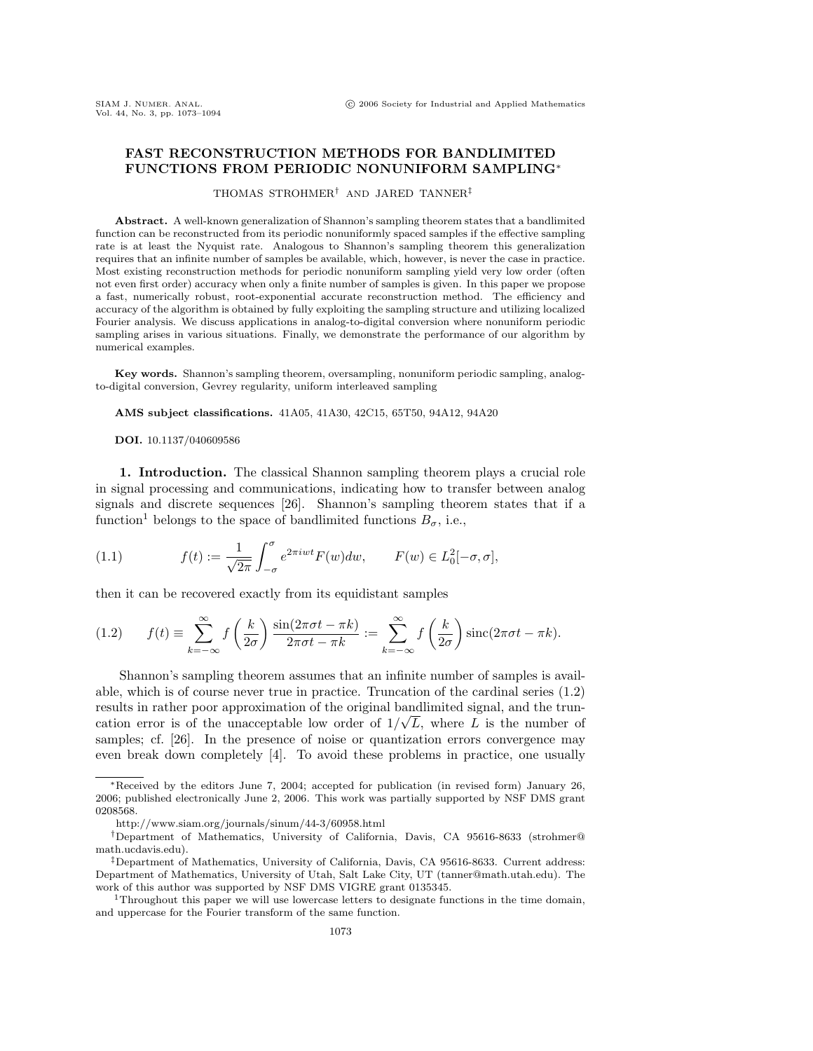# FAST RECONSTRUCTION METHODS FOR BANDLIMITED FUNCTIONS FROM PERIODIC NONUNIFORM SAMPLING*

THOMAS STROHMER† AND JARED TANNER‡

**Abstract.** A well-known generalization of Shannon's sampling theorem states that a bandlimited function can be reconstructed from its periodic nonuniformly spaced samples if the effective sampling rate is at least the Nyquist rate. Analogous to Shannon's sampling theorem this generalization requires that an infinite number of samples be available, which, however, is never the case in practice. Most existing reconstruction methods for periodic nonuniform sampling yield very low order (often not even first order) accuracy when only a finite number of samples is given. In this paper we propose a fast, numerically robust, root-exponential accurate reconstruction method. The efficiency and accuracy of the algorithm is obtained by fully exploiting the sampling structure and utilizing localized Fourier analysis. We discuss applications in analog-to-digital conversion where nonuniform periodic sampling arises in various situations. Finally, we demonstrate the performance of our algorithm by numerical examples.

**Key words.** Shannon's sampling theorem, oversampling, nonuniform periodic sampling, analog-to-digital conversion, Gevrey regularity, uniform interleaved sampling

**AMS subject classifications.** 41A05, 41A30, 42C15, 65T50, 94A12, 94A20

**DOI.** 10.1137/040609586

## 1. Introduction.

The classical Shannon sampling theorem plays a crucial role in signal processing and communications, indicating how to transfer between analog signals and discrete sequences [26]. Shannon's sampling theorem states that if a function[1] belongs to the space of bandlimited functions $B_\sigma$, i.e.,

$$f(t) := \frac{1}{\sqrt{2\pi}} \int_{-\sigma}^{\sigma} e^{2\pi i w t} F(w) dw, \qquad F(w) \in L_0^2[-\sigma, \sigma], \tag{1.1}$$

then it can be recovered exactly from its equidistant samples

$$f(t) \equiv \sum_{k=-\infty}^{\infty} f\left(\frac{k}{2\sigma}\right) \frac{\sin(2\pi\sigma t - \pi k)}{2\pi\sigma t - \pi k} := \sum_{k=-\infty}^{\infty} f\left(\frac{k}{2\sigma}\right) \operatorname{sinc}(2\pi\sigma t - \pi k). \tag{1.2}$$

Shannon's sampling theorem assumes that an infinite number of samples is available, which is of course never true in practice. Truncation of the cardinal series (1.2) results in rather poor approximation of the original bandlimited signal, and the truncation error is of the unacceptable low order of $1/\sqrt{L}$, where $L$ is the number of samples; cf. [26]. In the presence of noise or quantization errors convergence may even break down completely [4]. To avoid these problems in practice, one usually

---

*Received by the editors June 7, 2004; accepted for publication (in revised form) January 26, 2006; published electronically June 2, 2006. This work was partially supported by NSF DMS grant 0208568.

http://www.siam.org/journals/sinum/44-3/60958.html

†Department of Mathematics, University of California, Davis, CA 95616-8633 (strohmer@math.ucdavis.edu).

‡Department of Mathematics, University of California, Davis, CA 95616-8633. Current address: Department of Mathematics, University of Utah, Salt Lake City, UT (tanner@math.utah.edu). The work of this author was supported by NSF DMS VIGRE grant 0135345.

[1] Throughout this paper we will use lowercase letters to designate functions in the time domain, and uppercase for the Fourier transform of the same function.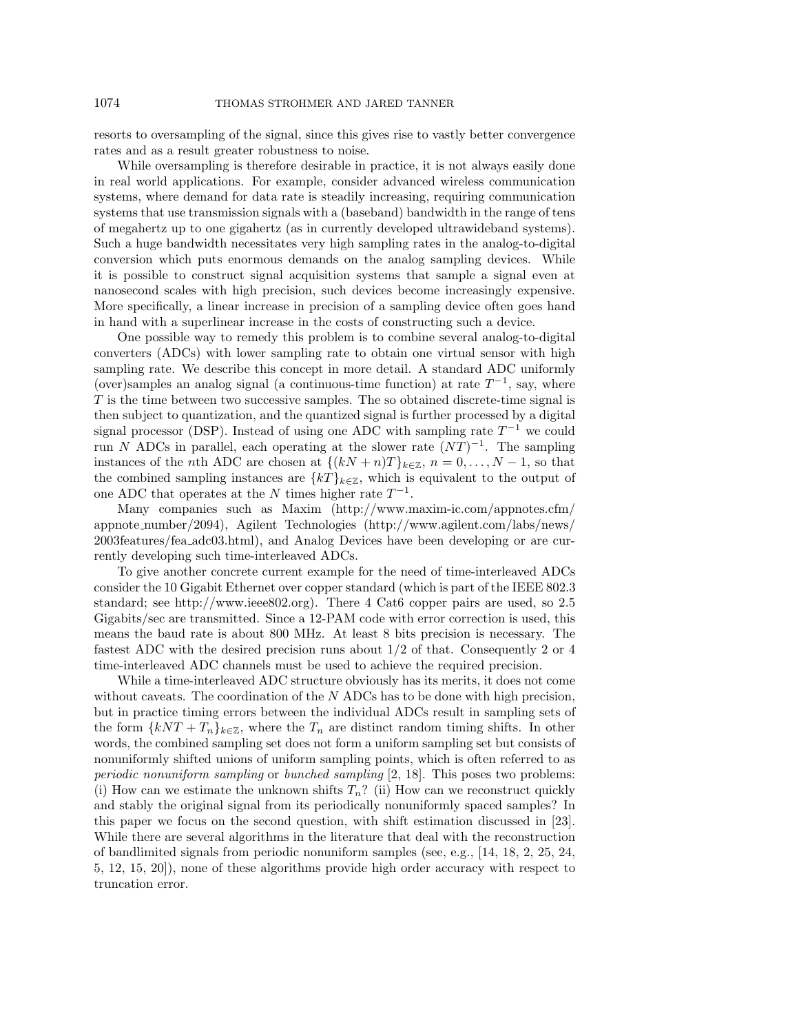resorts to oversampling of the signal, since this gives rise to vastly better convergence rates and as a result greater robustness to noise.

While oversampling is therefore desirable in practice, it is not always easily done in real world applications. For example, consider advanced wireless communication systems, where demand for data rate is steadily increasing, requiring communication systems that use transmission signals with a (baseband) bandwidth in the range of tens of megahertz up to one gigahertz (as in currently developed ultrawideband systems). Such a huge bandwidth necessitates very high sampling rates in the analog-to-digital conversion which puts enormous demands on the analog sampling devices. While it is possible to construct signal acquisition systems that sample a signal even at nanosecond scales with high precision, such devices become increasingly expensive. More specifically, a linear increase in precision of a sampling device often goes hand in hand with a superlinear increase in the costs of constructing such a device.

One possible way to remedy this problem is to combine several analog-to-digital converters (ADCs) with lower sampling rate to obtain one virtual sensor with high sampling rate. We describe this concept in more detail. A standard ADC uniformly (over)samples an analog signal (a continuous-time function) at rate $T^{-1}$, say, where $T$ is the time between two successive samples. The so obtained discrete-time signal is then subject to quantization, and the quantized signal is further processed by a digital signal processor (DSP). Instead of using one ADC with sampling rate $T^{-1}$ we could run $N$ ADCs in parallel, each operating at the slower rate $(NT)^{-1}$. The sampling instances of the $n$th ADC are chosen at $\{(kN+n)T\}_{k\in\mathbb{Z}}$, $n = 0, \ldots, N-1$, so that the combined sampling instances are $\{kT\}_{k\in\mathbb{Z}}$, which is equivalent to the output of one ADC that operates at the $N$ times higher rate $T^{-1}$.

Many companies such as Maxim (http://www.maxim-ic.com/appnotes.cfm/appnote_number/2094), Agilent Technologies (http://www.agilent.com/labs/news/2003features/fea_adc03.html), and Analog Devices have been developing or are currently developing such time-interleaved ADCs.

To give another concrete current example for the need of time-interleaved ADCs consider the 10 Gigabit Ethernet over copper standard (which is part of the IEEE 802.3 standard; see http://www.ieee802.org). There 4 Cat6 copper pairs are used, so 2.5 Gigabits/sec are transmitted. Since a 12-PAM code with error correction is used, this means the baud rate is about 800 MHz. At least 8 bits precision is necessary. The fastest ADC with the desired precision runs about 1/2 of that. Consequently 2 or 4 time-interleaved ADC channels must be used to achieve the required precision.

While a time-interleaved ADC structure obviously has its merits, it does not come without caveats. The coordination of the $N$ ADCs has to be done with high precision, but in practice timing errors between the individual ADCs result in sampling sets of the form $\{kNT + T_n\}_{k\in\mathbb{Z}}$, where the $T_n$ are distinct random timing shifts. In other words, the combined sampling set does not form a uniform sampling set but consists of nonuniformly shifted unions of uniform sampling points, which is often referred to as *periodic nonuniform sampling* or *bunched sampling* [2, 18]. This poses two problems: (i) How can we estimate the unknown shifts $T_n$? (ii) How can we reconstruct quickly and stably the original signal from its periodically nonuniformly spaced samples? In this paper we focus on the second question, with shift estimation discussed in [23]. While there are several algorithms in the literature that deal with the reconstruction of bandlimited signals from periodic nonuniform samples (see, e.g., [14, 18, 2, 25, 24, 5, 12, 15, 20]), none of these algorithms provide high order accuracy with respect to truncation error.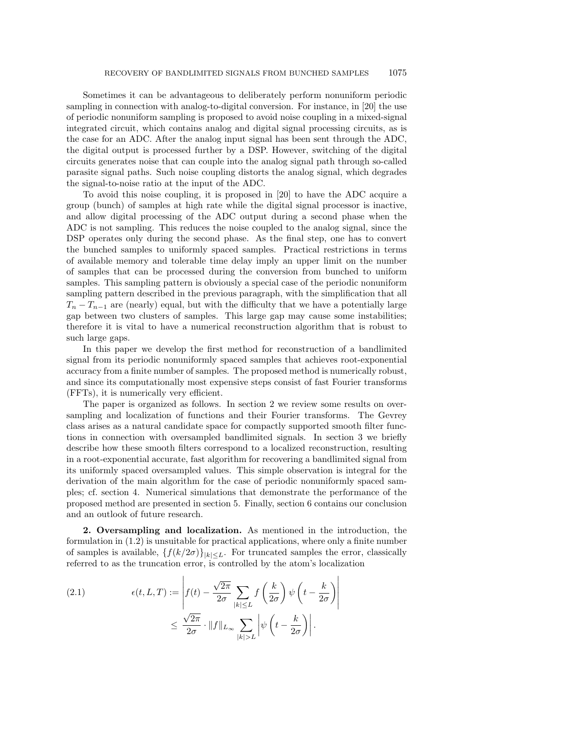Sometimes it can be advantageous to deliberately perform nonuniform periodic sampling in connection with analog-to-digital conversion. For instance, in [20] the use of periodic nonuniform sampling is proposed to avoid noise coupling in a mixed-signal integrated circuit, which contains analog and digital signal processing circuits, as is the case for an ADC. After the analog input signal has been sent through the ADC, the digital output is processed further by a DSP. However, switching of the digital circuits generates noise that can couple into the analog signal path through so-called parasite signal paths. Such noise coupling distorts the analog signal, which degrades the signal-to-noise ratio at the input of the ADC.

To avoid this noise coupling, it is proposed in [20] to have the ADC acquire a group (bunch) of samples at high rate while the digital signal processor is inactive, and allow digital processing of the ADC output during a second phase when the ADC is not sampling. This reduces the noise coupled to the analog signal, since the DSP operates only during the second phase. As the final step, one has to convert the bunched samples to uniformly spaced samples. Practical restrictions in terms of available memory and tolerable time delay imply an upper limit on the number of samples that can be processed during the conversion from bunched to uniform samples. This sampling pattern is obviously a special case of the periodic nonuniform sampling pattern described in the previous paragraph, with the simplification that all $T_n - T_{n-1}$ are (nearly) equal, but with the difficulty that we have a potentially large gap between two clusters of samples. This large gap may cause some instabilities; therefore it is vital to have a numerical reconstruction algorithm that is robust to such large gaps.

In this paper we develop the first method for reconstruction of a bandlimited signal from its periodic nonuniformly spaced samples that achieves root-exponential accuracy from a finite number of samples. The proposed method is numerically robust, and since its computationally most expensive steps consist of fast Fourier transforms (FFTs), it is numerically very efficient.

The paper is organized as follows. In section 2 we review some results on oversampling and localization of functions and their Fourier transforms. The Gevrey class arises as a natural candidate space for compactly supported smooth filter functions in connection with oversampled bandlimited signals. In section 3 we briefly describe how these smooth filters correspond to a localized reconstruction, resulting in a root-exponential accurate, fast algorithm for recovering a bandlimited signal from its uniformly spaced oversampled values. This simple observation is integral for the derivation of the main algorithm for the case of periodic nonuniformly spaced samples; cf. section 4. Numerical simulations that demonstrate the performance of the proposed method are presented in section 5. Finally, section 6 contains our conclusion and an outlook of future research.

## 2. Oversampling and localization.

As mentioned in the introduction, the formulation in (1.2) is unsuitable for practical applications, where only a finite number of samples is available, $\{f(k/2\sigma)\}_{|k|\leq L}$. For truncated samples the error, classically referred to as the truncation error, is controlled by the atom's localization

$$\epsilon(t, L, T) := \left| f(t) - \frac{\sqrt{2\pi}}{2\sigma} \sum_{|k|\leq L} f\left(\frac{k}{2\sigma}\right) \psi\left(t - \frac{k}{2\sigma}\right) \right| \leq \frac{\sqrt{2\pi}}{2\sigma} \cdot \|f\|_{L_\infty} \sum_{|k|>L} \left| \psi\left(t - \frac{k}{2\sigma}\right) \right|. \tag{2.1}$$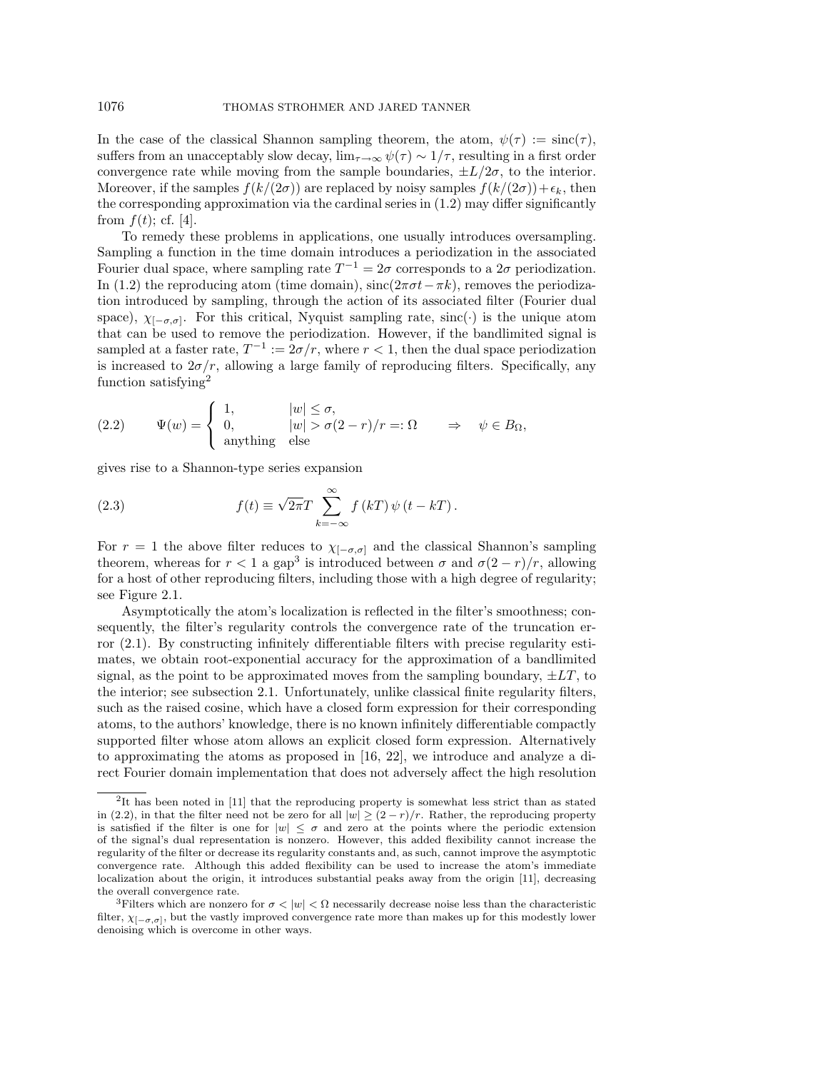In the case of the classical Shannon sampling theorem, the atom, $\psi(\tau) := \text{sinc}(\tau)$, suffers from an unacceptably slow decay, $\lim_{\tau\to\infty} \psi(\tau) \sim 1/\tau$, resulting in a first order convergence rate while moving from the sample boundaries, $\pm L/2\sigma$, to the interior. Moreover, if the samples $f(k/(2\sigma))$ are replaced by noisy samples $f(k/(2\sigma))+\epsilon_k$, then the corresponding approximation via the cardinal series in (1.2) may differ significantly from $f(t)$; cf. [4].

To remedy these problems in applications, one usually introduces oversampling. Sampling a function in the time domain introduces a periodization in the associated Fourier dual space, where sampling rate $T^{-1} = 2\sigma$ corresponds to a $2\sigma$ periodization. In (1.2) the reproducing atom (time domain), $\text{sinc}(2\pi\sigma t - \pi k)$, removes the periodization introduced by sampling, through the action of its associated filter (Fourier dual space), $\chi_{[-\sigma,\sigma]}$. For this critical, Nyquist sampling rate, $\text{sinc}(\cdot)$ is the unique atom that can be used to remove the periodization. However, if the bandlimited signal is sampled at a faster rate, $T^{-1} := 2\sigma/r$, where $r < 1$, then the dual space periodization is increased to $2\sigma/r$, allowing a large family of reproducing filters. Specifically, any function satisfying[2]

$$
\Psi(w) = \begin{cases} 1, & |w| \le \sigma, \\ 0, & |w| > \sigma(2-r)/r =: \Omega \\ \text{anything} & \text{else} \end{cases} \qquad \Rightarrow \quad \psi \in B_\Omega, \tag{2.2}
$$

gives rise to a Shannon-type series expansion

$$
f(t) \equiv \sqrt{2\pi} T \sum_{k=-\infty}^{\infty} f(kT)\, \psi(t - kT). \tag{2.3}
$$

For $r = 1$ the above filter reduces to $\chi_{[-\sigma,\sigma]}$ and the classical Shannon's sampling theorem, whereas for $r < 1$ a gap[3] is introduced between $\sigma$ and $\sigma(2-r)/r$, allowing for a host of other reproducing filters, including those with a high degree of regularity; see Figure 2.1.

Asymptotically the atom's localization is reflected in the filter's smoothness; consequently, the filter's regularity controls the convergence rate of the truncation error (2.1). By constructing infinitely differentiable filters with precise regularity estimates, we obtain root-exponential accuracy for the approximation of a bandlimited signal, as the point to be approximated moves from the sampling boundary, $\pm LT$, to the interior; see subsection 2.1. Unfortunately, unlike classical finite regularity filters, such as the raised cosine, which have a closed form expression for their corresponding atoms, to the authors' knowledge, there is no known infinitely differentiable compactly supported filter whose atom allows an explicit closed form expression. Alternatively to approximating the atoms as proposed in [16, 22], we introduce and analyze a direct Fourier domain implementation that does not adversely affect the high resolution

[2] It has been noted in [11] that the reproducing property is somewhat less strict than as stated in (2.2), in that the filter need not be zero for all $|w| \ge (2-r)/r$. Rather, the reproducing property is satisfied if the filter is one for $|w| \le \sigma$ and zero at the points where the periodic extension of the signal's dual representation is nonzero. However, this added flexibility cannot increase the regularity of the filter or decrease its regularity constants and, as such, cannot improve the asymptotic convergence rate. Although this added flexibility can be used to increase the atom's immediate localization about the origin, it introduces substantial peaks away from the origin [11], decreasing the overall convergence rate.

[3] Filters which are nonzero for $\sigma < |w| < \Omega$ necessarily decrease noise less than the characteristic filter, $\chi_{[-\sigma,\sigma]}$, but the vastly improved convergence rate more than makes up for this modestly lower denoising which is overcome in other ways.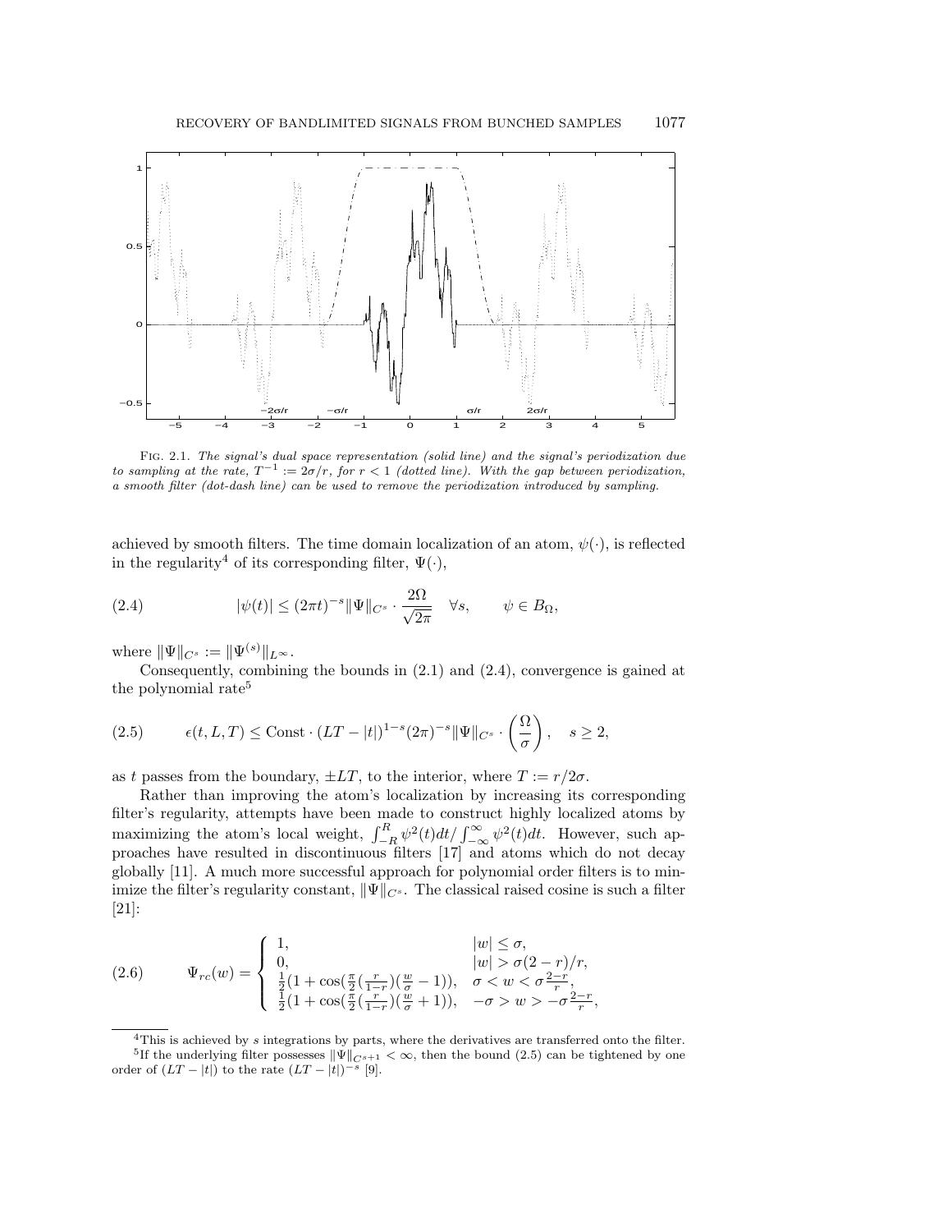FIG. 2.1. *The signal's dual space representation (solid line) and the signal's periodization due to sampling at the rate, $T^{-1} := 2\sigma/r$, for $r < 1$ (dotted line). With the gap between periodization, a smooth filter (dot-dash line) can be used to remove the periodization introduced by sampling.*

achieved by smooth filters. The time domain localization of an atom, $\psi(\cdot)$, is reflected in the regularity[4] of its corresponding filter, $\Psi(\cdot)$,

$$|\psi(t)| \leq (2\pi t)^{-s} \|\Psi\|_{C^s} \cdot \frac{2\Omega}{\sqrt{2\pi}} \quad \forall s, \qquad \psi \in B_\Omega, \tag{2.4}$$

where $\|\Psi\|_{C^s} := \|\Psi^{(s)}\|_{L^\infty}$.

Consequently, combining the bounds in (2.1) and (2.4), convergence is gained at the polynomial rate[5]

$$\epsilon(t, L, T) \leq \text{Const} \cdot (LT - |t|)^{1-s} (2\pi)^{-s} \|\Psi\|_{C^s} \cdot \left(\frac{\Omega}{\sigma}\right), \quad s \geq 2, \tag{2.5}$$

as $t$ passes from the boundary, $\pm LT$, to the interior, where $T := r/2\sigma$.

Rather than improving the atom's localization by increasing its corresponding filter's regularity, attempts have been made to construct highly localized atoms by maximizing the atom's local weight, $\int_{-R}^{R} \psi^2(t)dt / \int_{-\infty}^{\infty} \psi^2(t)dt$. However, such approaches have resulted in discontinuous filters [17] and atoms which do not decay globally [11]. A much more successful approach for polynomial order filters is to minimize the filter's regularity constant, $\|\Psi\|_{C^s}$. The classical raised cosine is such a filter [21]:

$$\Psi_{rc}(w) = \begin{cases} 1, & |w| \leq \sigma, \\ 0, & |w| > \sigma(2-r)/r, \\ \frac{1}{2}(1 + \cos(\frac{\pi}{2}(\frac{r}{1-r})(\frac{w}{\sigma} - 1))), & \sigma < w < \sigma\frac{2-r}{r}, \\ \frac{1}{2}(1 + \cos(\frac{\pi}{2}(\frac{r}{1-r})(\frac{w}{\sigma} + 1))), & -\sigma > w > -\sigma\frac{2-r}{r}, \end{cases} \tag{2.6}$$

[4] This is achieved by $s$ integrations by parts, where the derivatives are transferred onto the filter.

[5] If the underlying filter possesses $\|\Psi\|_{C^{s+1}} < \infty$, then the bound (2.5) can be tightened by one order of $(LT - |t|)$ to the rate $(LT - |t|)^{-s}$ [9].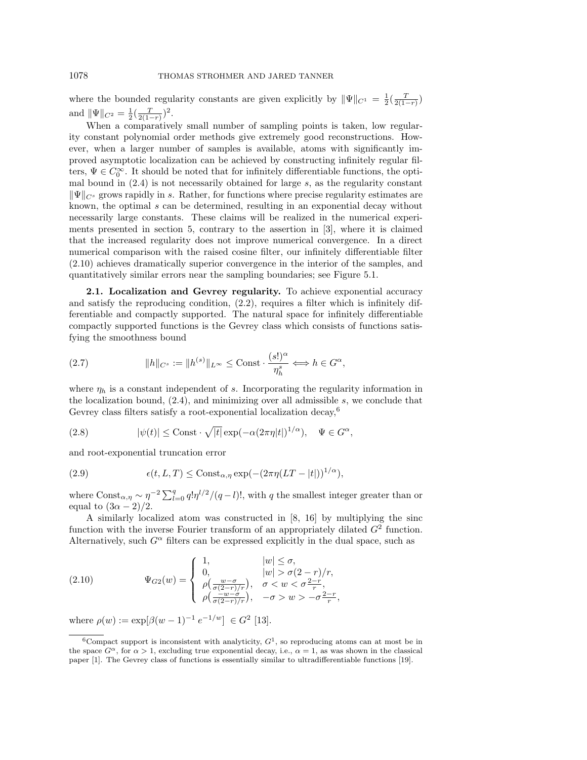where the bounded regularity constants are given explicitly by $\|\Psi\|_{C^1} = \frac{1}{2}(\frac{T}{2(1-r)})$ and $\|\Psi\|_{C^2} = \frac{1}{2}(\frac{T}{2(1-r)})^2$.

When a comparatively small number of sampling points is taken, low regularity constant polynomial order methods give extremely good reconstructions. However, when a larger number of samples is available, atoms with significantly improved asymptotic localization can be achieved by constructing infinitely regular filters, $\Psi \in C_0^\infty$. It should be noted that for infinitely differentiable functions, the optimal bound in (2.4) is not necessarily obtained for large $s$, as the regularity constant $\|\Psi\|_{C^s}$ grows rapidly in $s$. Rather, for functions where precise regularity estimates are known, the optimal $s$ can be determined, resulting in an exponential decay without necessarily large constants. These claims will be realized in the numerical experiments presented in section 5, contrary to the assertion in [3], where it is claimed that the increased regularity does not improve numerical convergence. In a direct numerical comparison with the raised cosine filter, our infinitely differentiable filter (2.10) achieves dramatically superior convergence in the interior of the samples, and quantitatively similar errors near the sampling boundaries; see Figure 5.1.

**2.1. Localization and Gevrey regularity.** To achieve exponential accuracy and satisfy the reproducing condition, (2.2), requires a filter which is infinitely differentiable and compactly supported. The natural space for infinitely differentiable compactly supported functions is the Gevrey class which consists of functions satisfying the smoothness bound

$$\|h\|_{C^s} := \|h^{(s)}\|_{L^\infty} \leq \text{Const} \cdot \frac{(s!)^\alpha}{\eta_h^s} \Longleftrightarrow h \in G^\alpha, \tag{2.7}$$

where $\eta_h$ is a constant independent of $s$. Incorporating the regularity information in the localization bound, (2.4), and minimizing over all admissible $s$, we conclude that Gevrey class filters satisfy a root-exponential localization decay,[6]

$$|\psi(t)| \leq \text{Const} \cdot \sqrt{|t|} \exp(-\alpha(2\pi\eta|t|)^{1/\alpha}), \quad \Psi \in G^\alpha, \tag{2.8}$$

and root-exponential truncation error

$$\epsilon(t, L, T) \leq \text{Const}_{\alpha,\eta} \exp(-(2\pi\eta(LT - |t|))^{1/\alpha}), \tag{2.9}$$

where $\text{Const}_{\alpha,\eta} \sim \eta^{-2} \sum_{l=0}^{q} q!\eta^{l/2}/(q-l)!$, with $q$ the smallest integer greater than or equal to $(3\alpha - 2)/2$.

A similarly localized atom was constructed in [8, 16] by multiplying the sinc function with the inverse Fourier transform of an appropriately dilated $G^2$ function. Alternatively, such $G^\alpha$ filters can be expressed explicitly in the dual space, such as

$$\Psi_{G2}(w) = \begin{cases} 1, & |w| \leq \sigma, \\ 0, & |w| > \sigma(2-r)/r, \\ \rho\left(\frac{w-\sigma}{\sigma(2-r)/r}\right), & \sigma < w < \sigma\frac{2-r}{r}, \\ \rho\left(\frac{-w-\sigma}{\sigma(2-r)/r}\right), & -\sigma > w > -\sigma\frac{2-r}{r}, \end{cases} \tag{2.10}$$

where $\rho(w) := \exp[\beta(w-1)^{-1} e^{-1/w}] \in G^2$ [13].

[6] Compact support is inconsistent with analyticity, $G^1$, so reproducing atoms can at most be in the space $G^\alpha$, for $\alpha > 1$, excluding true exponential decay, i.e., $\alpha = 1$, as was shown in the classical paper [1]. The Gevrey class of functions is essentially similar to ultradifferentiable functions [19].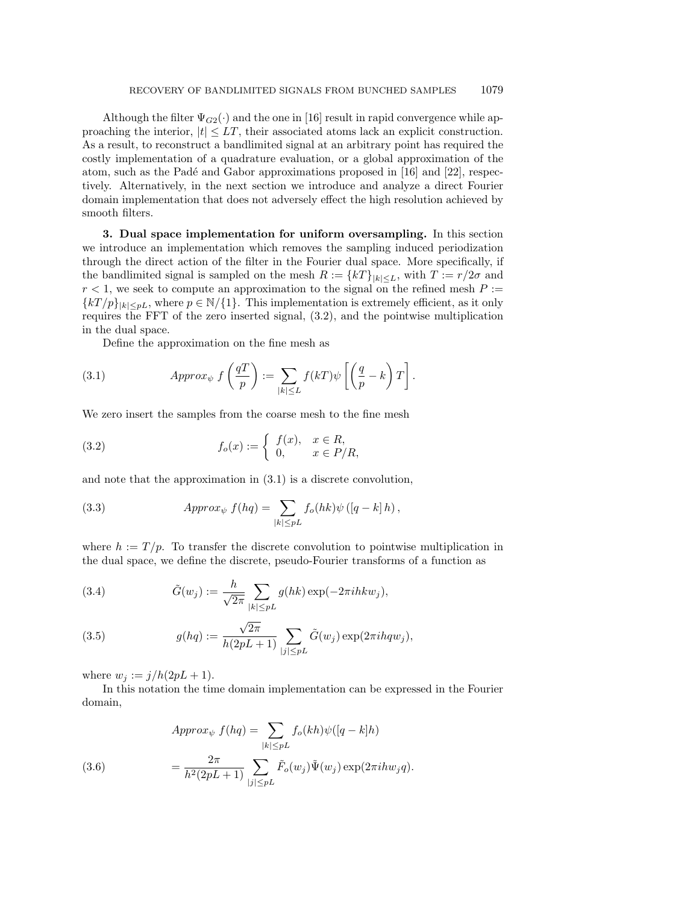Although the filter $\Psi_{G2}(\cdot)$ and the one in [16] result in rapid convergence while approaching the interior, $|t| \le LT$, their associated atoms lack an explicit construction. As a result, to reconstruct a bandlimited signal at an arbitrary point has required the costly implementation of a quadrature evaluation, or a global approximation of the atom, such as the Padé and Gabor approximations proposed in [16] and [22], respectively. Alternatively, in the next section we introduce and analyze a direct Fourier domain implementation that does not adversely effect the high resolution achieved by smooth filters.

**3. Dual space implementation for uniform oversampling.** In this section we introduce an implementation which removes the sampling induced periodization through the direct action of the filter in the Fourier dual space. More specifically, if the bandlimited signal is sampled on the mesh $R := \{kT\}_{|k|\le L}$, with $T := r/2\sigma$ and $r < 1$, we seek to compute an approximation to the signal on the refined mesh $P := \{kT/p\}_{|k|\le pL}$, where $p \in \mathbb{N}/\{1\}$. This implementation is extremely efficient, as it only requires the FFT of the zero inserted signal, (3.2), and the pointwise multiplication in the dual space.

Define the approximation on the fine mesh as

$$Approx_\psi \; f\left(\frac{qT}{p}\right) := \sum_{|k|\le L} f(kT)\psi\left[\left(\frac{q}{p} - k\right)T\right]. \tag{3.1}$$

We zero insert the samples from the coarse mesh to the fine mesh

$$f_o(x) := \begin{cases} f(x), & x \in R, \\ 0, & x \in P/R, \end{cases} \tag{3.2}$$

and note that the approximation in (3.1) is a discrete convolution,

$$Approx_\psi \; f(hq) = \sum_{|k|\le pL} f_o(hk)\psi\left([q-k]\,h\right), \tag{3.3}$$

where $h := T/p$. To transfer the discrete convolution to pointwise multiplication in the dual space, we define the discrete, pseudo-Fourier transforms of a function as

$$\tilde{G}(w_j) := \frac{h}{\sqrt{2\pi}} \sum_{|k|\le pL} g(hk)\exp(-2\pi i hk w_j), \tag{3.4}$$

$$g(hq) := \frac{\sqrt{2\pi}}{h(2pL+1)} \sum_{|j|\le pL} \tilde{G}(w_j)\exp(2\pi i hq w_j), \tag{3.5}$$

where $w_j := j/h(2pL+1)$.

In this notation the time domain implementation can be expressed in the Fourier domain,

$$\begin{aligned} Approx_\psi \; f(hq) &= \sum_{|k|\le pL} f_o(kh)\psi([q-k]h) \\ &= \frac{2\pi}{h^2(2pL+1)} \sum_{|j|\le pL} \tilde{F}_o(w_j)\tilde{\Psi}(w_j)\exp(2\pi i h w_j q). \end{aligned} \tag{3.6}$$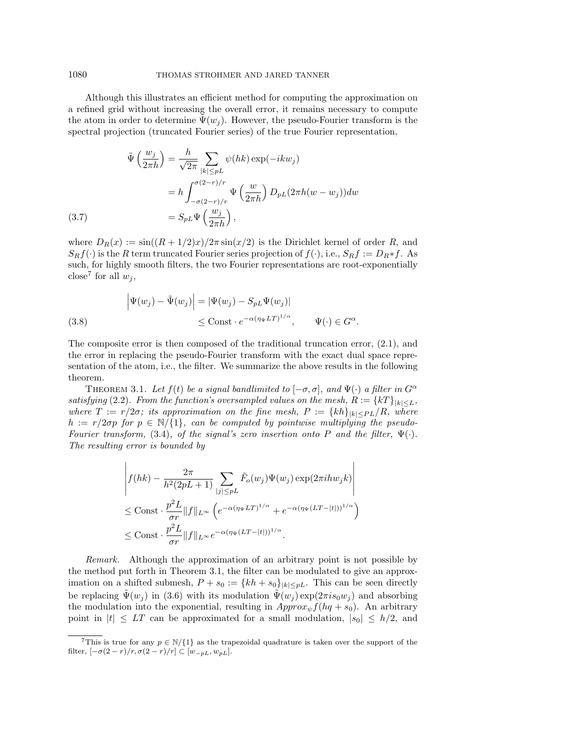Although this illustrates an efficient method for computing the approximation on a refined grid without increasing the overall error, it remains necessary to compute the atom in order to determine $\tilde{\Psi}(w_j)$. However, the pseudo-Fourier transform is the spectral projection (truncated Fourier series) of the true Fourier representation,

$$
\begin{aligned}
\tilde{\Psi}\left(\frac{w_j}{2\pi h}\right) &= \frac{h}{\sqrt{2\pi}} \sum_{|k|\le pL} \psi(hk)\exp(-ikw_j) \\
&= h\int_{-\sigma(2-r)/r}^{\sigma(2-r)/r} \Psi\left(\frac{w}{2\pi h}\right) D_{pL}(2\pi h(w-w_j))dw \\
&= S_{pL}\Psi\left(\frac{w_j}{2\pi h}\right), \qquad (3.7)
\end{aligned}
$$

where $D_R(x) := \sin((R+1/2)x)/2\pi\sin(x/2)$ is the Dirichlet kernel of order $R$, and $S_R f(\cdot)$ is the $R$ term truncated Fourier series projection of $f(\cdot)$, i.e., $S_R f := D_R * f$. As such, for highly smooth filters, the two Fourier representations are root-exponentially close[7] for all $w_j$,

$$
\begin{aligned}
\left|\Psi(w_j) - \tilde{\Psi}(w_j)\right| &= |\Psi(w_j) - S_{pL}\Psi(w_j)| \\
&\le \text{Const} \cdot e^{-\alpha(\eta_\Psi LT)^{1/\alpha}}, \qquad \Psi(\cdot) \in G^\alpha. \qquad (3.8)
\end{aligned}
$$

The composite error is then composed of the traditional truncation error, (2.1), and the error in replacing the pseudo-Fourier transform with the exact dual space representation of the atom, i.e., the filter. We summarize the above results in the following theorem.

THEOREM 3.1. *Let $f(t)$ be a signal bandlimited to $[-\sigma,\sigma]$, and $\Psi(\cdot)$ a filter in $G^\alpha$ satisfying* (2.2)*. From the function's oversampled values on the mesh, $R := \{kT\}_{|k|\le L}$, where $T := r/2\sigma$; its approximation on the fine mesh, $P := \{kh\}_{|k|\le pL}/R$, where $h := r/2\sigma p$ for $p \in \mathbb{N}/\{1\}$, can be computed by pointwise multiplying the pseudo-Fourier transform,* (3.4)*, of the signal's zero insertion onto $P$ and the filter, $\Psi(\cdot)$. The resulting error is bounded by*

$$
\begin{aligned}
&\left| f(hk) - \frac{2\pi}{h^2(2pL+1)} \sum_{|j|\le pL} \tilde{F}_o(w_j)\Psi(w_j)\exp(2\pi i h w_j k)\right| \\
&\le \text{Const} \cdot \frac{p^2L}{\sigma r}\|f\|_{L^\infty}\left(e^{-\alpha(\eta_\Psi LT)^{1/\alpha}} + e^{-\alpha(\eta_\Psi(LT-|t|))^{1/\alpha}}\right) \\
&\le \text{Const} \cdot \frac{p^2L}{\sigma r}\|f\|_{L^\infty} e^{-\alpha(\eta_\Psi(LT-|t|))^{1/\alpha}}.
\end{aligned}
$$

*Remark.* Although the approximation of an arbitrary point is not possible by the method put forth in Theorem 3.1, the filter can be modulated to give an approximation on a shifted submesh, $P + s_0 := \{kh + s_0\}_{|k|\le pL}$. This can be seen directly be replacing $\tilde{\Psi}(w_j)$ in (3.6) with its modulation $\tilde{\Psi}(w_j)\exp(2\pi i s_0 w_j)$ and absorbing the modulation into the exponential, resulting in $Approx_\psi f(hq + s_0)$. An arbitrary point in $|t| \le LT$ can be approximated for a small modulation, $|s_0| \le h/2$, and

[7] This is true for any $p \in \mathbb{N}/\{1\}$ as the trapezoidal quadrature is taken over the support of the filter, $[-\sigma(2-r)/r, \sigma(2-r)/r] \subset [w_{-pL}, w_{pL}]$.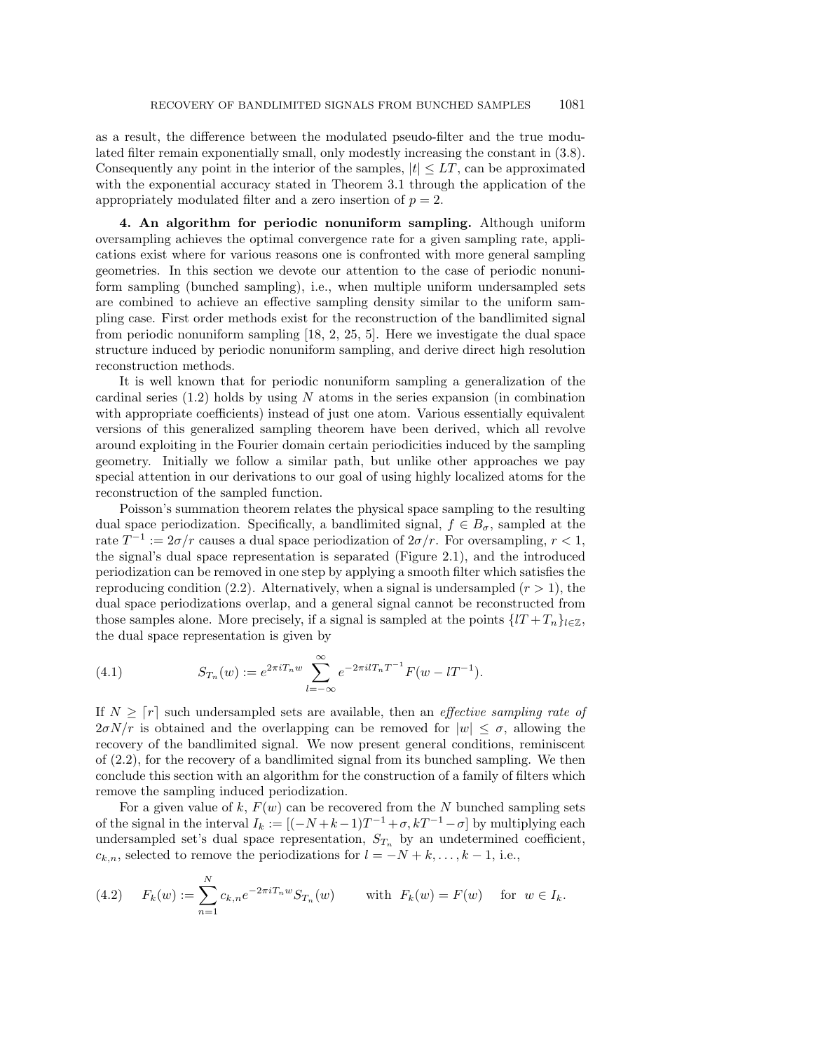as a result, the difference between the modulated pseudo-filter and the true modulated filter remain exponentially small, only modestly increasing the constant in (3.8). Consequently any point in the interior of the samples, $|t| \leq LT$, can be approximated with the exponential accuracy stated in Theorem 3.1 through the application of the appropriately modulated filter and a zero insertion of $p = 2$.

**4. An algorithm for periodic nonuniform sampling.** Although uniform oversampling achieves the optimal convergence rate for a given sampling rate, applications exist where for various reasons one is confronted with more general sampling geometries. In this section we devote our attention to the case of periodic nonuniform sampling (bunched sampling), i.e., when multiple uniform undersampled sets are combined to achieve an effective sampling density similar to the uniform sampling case. First order methods exist for the reconstruction of the bandlimited signal from periodic nonuniform sampling [18, 2, 25, 5]. Here we investigate the dual space structure induced by periodic nonuniform sampling, and derive direct high resolution reconstruction methods.

It is well known that for periodic nonuniform sampling a generalization of the cardinal series (1.2) holds by using $N$ atoms in the series expansion (in combination with appropriate coefficients) instead of just one atom. Various essentially equivalent versions of this generalized sampling theorem have been derived, which all revolve around exploiting in the Fourier domain certain periodicities induced by the sampling geometry. Initially we follow a similar path, but unlike other approaches we pay special attention in our derivations to our goal of using highly localized atoms for the reconstruction of the sampled function.

Poisson's summation theorem relates the physical space sampling to the resulting dual space periodization. Specifically, a bandlimited signal, $f \in B_\sigma$, sampled at the rate $T^{-1} := 2\sigma/r$ causes a dual space periodization of $2\sigma/r$. For oversampling, $r < 1$, the signal's dual space representation is separated (Figure 2.1), and the introduced periodization can be removed in one step by applying a smooth filter which satisfies the reproducing condition (2.2). Alternatively, when a signal is undersampled ($r > 1$), the dual space periodizations overlap, and a general signal cannot be reconstructed from those samples alone. More precisely, if a signal is sampled at the points $\{lT + T_n\}_{l\in\mathbb{Z}}$, the dual space representation is given by

$$S_{T_n}(w) := e^{2\pi i T_n w} \sum_{l=-\infty}^{\infty} e^{-2\pi i l T_n T^{-1}} F(w - lT^{-1}). \tag{4.1}$$

If $N \geq \lceil r \rceil$ such undersampled sets are available, then an *effective sampling rate of* $2\sigma N/r$ is obtained and the overlapping can be removed for $|w| \leq \sigma$, allowing the recovery of the bandlimited signal. We now present general conditions, reminiscent of (2.2), for the recovery of a bandlimited signal from its bunched sampling. We then conclude this section with an algorithm for the construction of a family of filters which remove the sampling induced periodization.

For a given value of $k$, $F(w)$ can be recovered from the $N$ bunched sampling sets of the signal in the interval $I_k := [(-N+k-1)T^{-1} + \sigma, kT^{-1} - \sigma]$ by multiplying each undersampled set's dual space representation, $S_{T_n}$ by an undetermined coefficient, $c_{k,n}$, selected to remove the periodizations for $l = -N+k, \ldots, k-1$, i.e.,

$$F_k(w) := \sum_{n=1}^{N} c_{k,n} e^{-2\pi i T_n w} S_{T_n}(w) \qquad \text{with} \;\; F_k(w) = F(w) \quad \text{for} \;\; w \in I_k. \tag{4.2}$$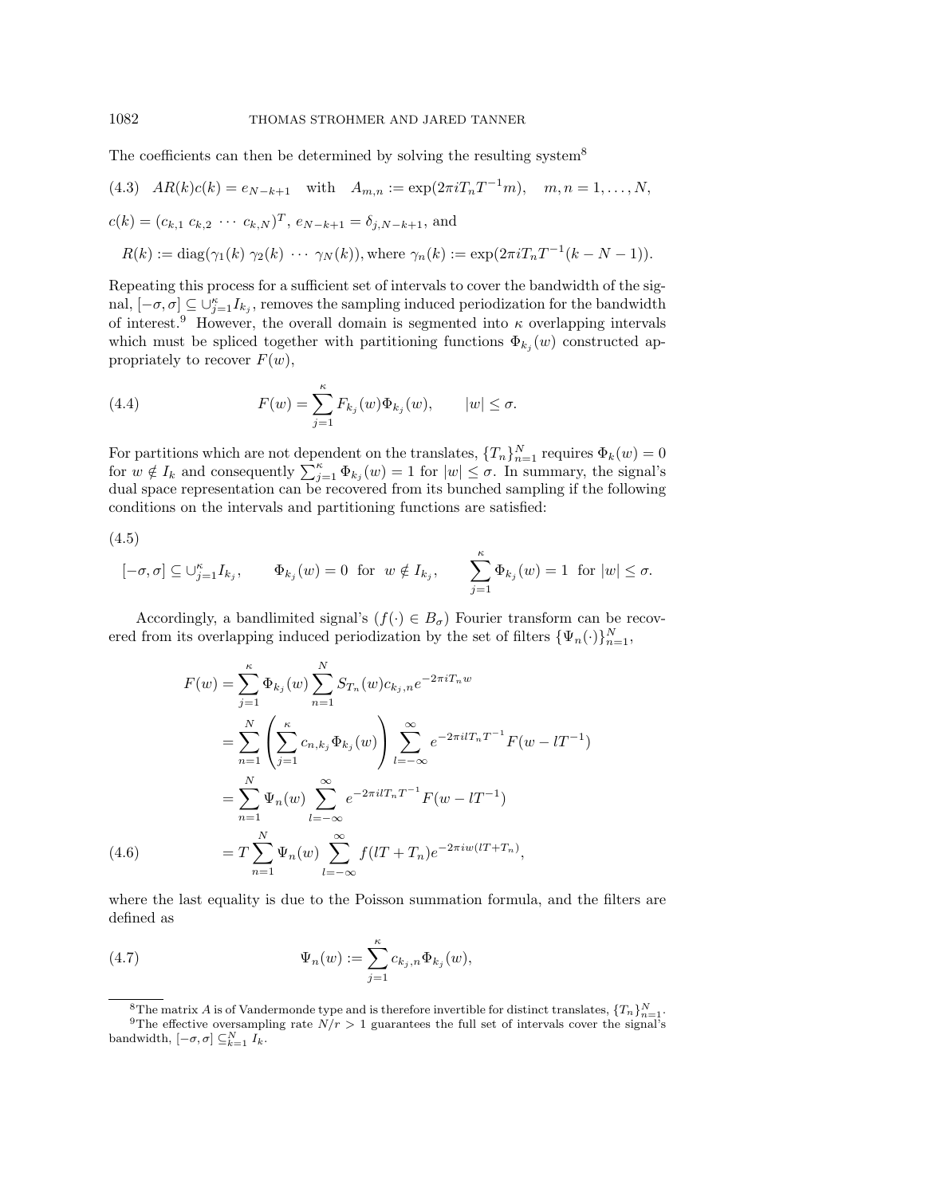The coefficients can then be determined by solving the resulting system[8]

$$AR(k)c(k) = e_{N-k+1} \quad \text{with} \quad A_{m,n} := \exp(2\pi i T_n T^{-1} m), \quad m, n = 1, \ldots, N, \tag{4.3}$$

$c(k) = (c_{k,1}\ c_{k,2}\ \cdots\ c_{k,N})^T$, $e_{N-k+1} = \delta_{j,N-k+1}$, and

$$R(k) := \operatorname{diag}(\gamma_1(k)\ \gamma_2(k)\ \cdots\ \gamma_N(k)), \text{where } \gamma_n(k) := \exp(2\pi i T_n T^{-1}(k - N - 1)).$$

Repeating this process for a sufficient set of intervals to cover the bandwidth of the signal, $[-\sigma, \sigma] \subseteq \cup_{j=1}^{\kappa} I_{k_j}$, removes the sampling induced periodization for the bandwidth of interest.[9] However, the overall domain is segmented into $\kappa$ overlapping intervals which must be spliced together with partitioning functions $\Phi_{k_j}(w)$ constructed appropriately to recover $F(w)$,

$$F(w) = \sum_{j=1}^{\kappa} F_{k_j}(w)\Phi_{k_j}(w), \qquad |w| \leq \sigma. \tag{4.4}$$

For partitions which are not dependent on the translates, $\{T_n\}_{n=1}^N$ requires $\Phi_k(w) = 0$ for $w \notin I_k$ and consequently $\sum_{j=1}^{\kappa} \Phi_{k_j}(w) = 1$ for $|w| \leq \sigma$. In summary, the signal's dual space representation can be recovered from its bunched sampling if the following conditions on the intervals and partitioning functions are satisfied:

$$[-\sigma, \sigma] \subseteq \cup_{j=1}^{\kappa} I_{k_j}, \qquad \Phi_{k_j}(w) = 0 \ \text{ for } \ w \notin I_{k_j}, \qquad \sum_{j=1}^{\kappa} \Phi_{k_j}(w) = 1 \ \text{ for } |w| \leq \sigma. \tag{4.5}$$

Accordingly, a bandlimited signal's ($f(\cdot) \in B_\sigma$) Fourier transform can be recovered from its overlapping induced periodization by the set of filters $\{\Psi_n(\cdot)\}_{n=1}^N$,

$$\begin{aligned}
F(w) &= \sum_{j=1}^{\kappa} \Phi_{k_j}(w) \sum_{n=1}^{N} S_{T_n}(w) c_{k_j,n} e^{-2\pi i T_n w} \\
&= \sum_{n=1}^{N} \left( \sum_{j=1}^{\kappa} c_{n,k_j} \Phi_{k_j}(w) \right) \sum_{l=-\infty}^{\infty} e^{-2\pi i l T_n T^{-1}} F(w - lT^{-1}) \\
&= \sum_{n=1}^{N} \Psi_n(w) \sum_{l=-\infty}^{\infty} e^{-2\pi i l T_n T^{-1}} F(w - lT^{-1}) \\
&= T \sum_{n=1}^{N} \Psi_n(w) \sum_{l=-\infty}^{\infty} f(lT + T_n) e^{-2\pi i w(lT + T_n)},
\end{aligned} \tag{4.6}$$

where the last equality is due to the Poisson summation formula, and the filters are defined as

$$\Psi_n(w) := \sum_{j=1}^{\kappa} c_{k_j,n} \Phi_{k_j}(w), \tag{4.7}$$

[8] The matrix $A$ is of Vandermonde type and is therefore invertible for distinct translates, $\{T_n\}_{n=1}^N$.

[9] The effective oversampling rate $N/r > 1$ guarantees the full set of intervals cover the signal's bandwidth, $[-\sigma, \sigma] \subseteq_{k=1}^{N} I_k$.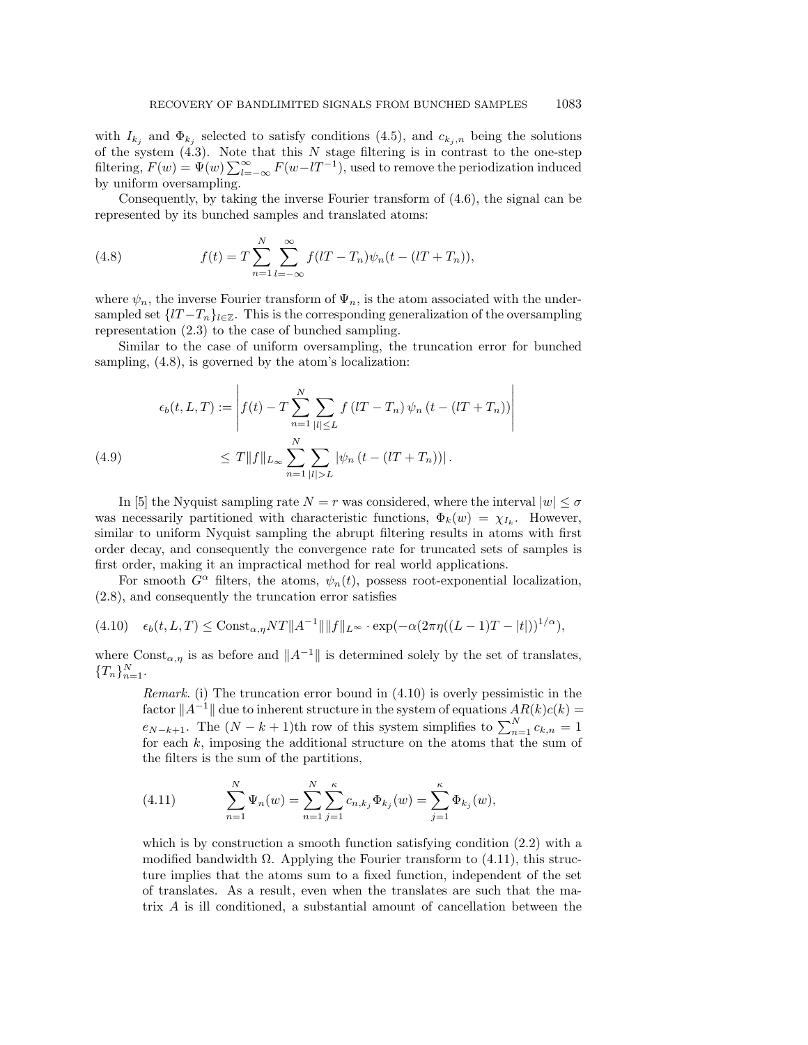with $I_{k_j}$ and $\Phi_{k_j}$ selected to satisfy conditions (4.5), and $c_{k_j,n}$ being the solutions of the system (4.3). Note that this $N$ stage filtering is in contrast to the one-step filtering, $F(w) = \Psi(w)\sum_{l=-\infty}^{\infty} F(w-lT^{-1})$, used to remove the periodization induced by uniform oversampling.

Consequently, by taking the inverse Fourier transform of (4.6), the signal can be represented by its bunched samples and translated atoms:

$$f(t) = T\sum_{n=1}^{N}\sum_{l=-\infty}^{\infty} f(lT - T_n)\psi_n(t - (lT + T_n)), \tag{4.8}$$

where $\psi_n$, the inverse Fourier transform of $\Psi_n$, is the atom associated with the undersampled set $\{lT - T_n\}_{l\in\mathbb{Z}}$. This is the corresponding generalization of the oversampling representation (2.3) to the case of bunched sampling.

Similar to the case of uniform oversampling, the truncation error for bunched sampling, (4.8), is governed by the atom's localization:

$$\begin{aligned} \epsilon_b(t, L, T) &:= \left| f(t) - T\sum_{n=1}^{N}\sum_{|l|\le L} f\left(lT - T_n\right)\psi_n\left(t - (lT + T_n)\right)\right| \\ &\le T\|f\|_{L_\infty}\sum_{n=1}^{N}\sum_{|l|>L} \left|\psi_n\left(t - (lT + T_n)\right)\right|. \end{aligned} \tag{4.9}$$

In [5] the Nyquist sampling rate $N = r$ was considered, where the interval $|w| \le \sigma$ was necessarily partitioned with characteristic functions, $\Phi_k(w) = \chi_{I_k}$. However, similar to uniform Nyquist sampling the abrupt filtering results in atoms with first order decay, and consequently the convergence rate for truncated sets of samples is first order, making it an impractical method for real world applications.

For smooth $G^\alpha$ filters, the atoms, $\psi_n(t)$, possess root-exponential localization, (2.8), and consequently the truncation error satisfies

$$\epsilon_b(t, L, T) \le \text{Const}_{\alpha,\eta} NT\|A^{-1}\|\|f\|_{L^\infty} \cdot \exp(-\alpha(2\pi\eta((L-1)T - |t|))^{1/\alpha}), \tag{4.10}$$

where $\text{Const}_{\alpha,\eta}$ is as before and $\|A^{-1}\|$ is determined solely by the set of translates, $\{T_n\}_{n=1}^{N}$.

*Remark.* (i) The truncation error bound in (4.10) is overly pessimistic in the factor $\|A^{-1}\|$ due to inherent structure in the system of equations $AR(k)c(k) = e_{N-k+1}$. The $(N-k+1)$th row of this system simplifies to $\sum_{n=1}^{N} c_{k,n} = 1$ for each $k$, imposing the additional structure on the atoms that the sum of the filters is the sum of the partitions,

$$\sum_{n=1}^{N}\Psi_n(w) = \sum_{n=1}^{N}\sum_{j=1}^{\kappa} c_{n,k_j}\Phi_{k_j}(w) = \sum_{j=1}^{\kappa}\Phi_{k_j}(w), \tag{4.11}$$

which is by construction a smooth function satisfying condition (2.2) with a modified bandwidth $\Omega$. Applying the Fourier transform to (4.11), this structure implies that the atoms sum to a fixed function, independent of the set of translates. As a result, even when the translates are such that the matrix $A$ is ill conditioned, a substantial amount of cancellation between the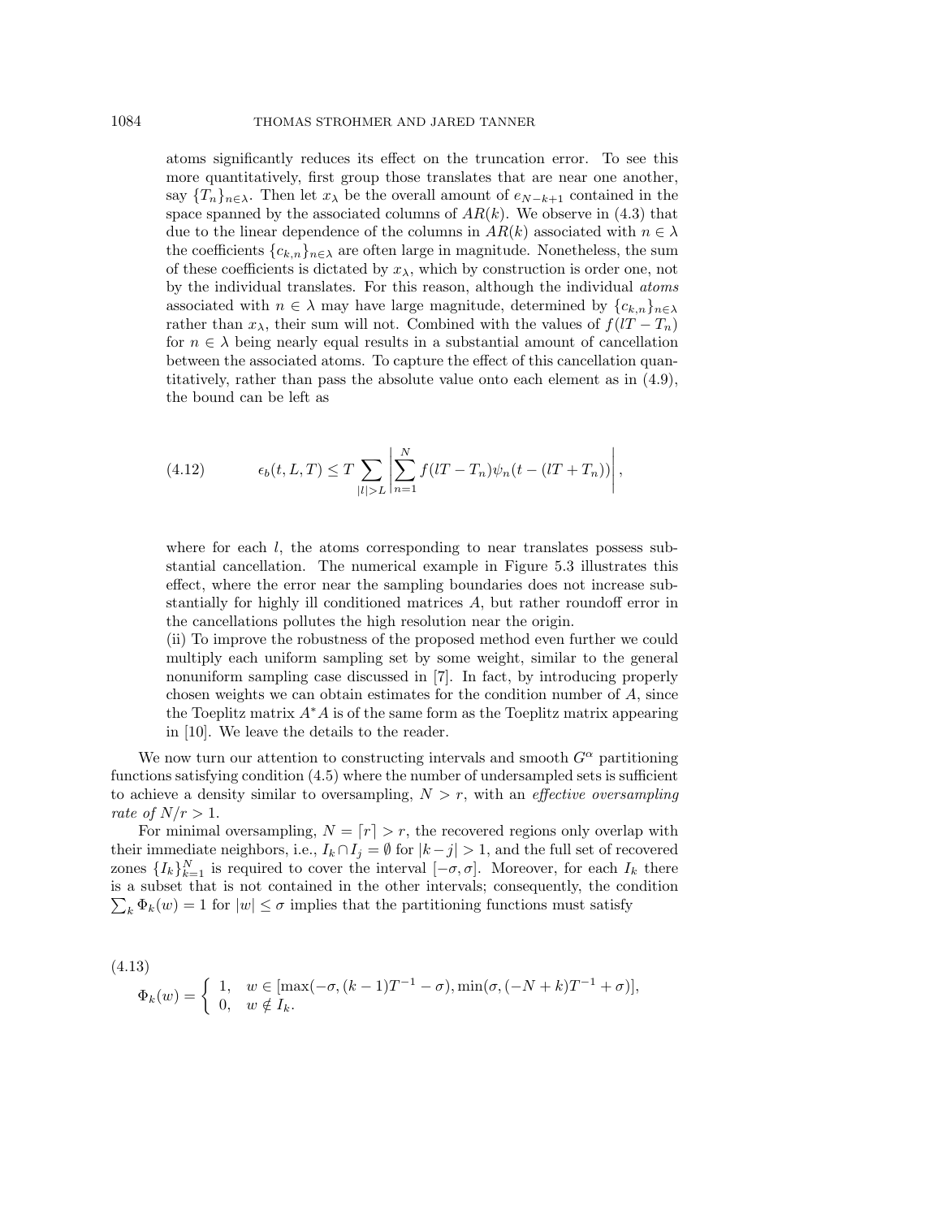atoms significantly reduces its effect on the truncation error. To see this more quantitatively, first group those translates that are near one another, say $\{T_n\}_{n\in\lambda}$. Then let $x_\lambda$ be the overall amount of $e_{N-k+1}$ contained in the space spanned by the associated columns of $AR(k)$. We observe in (4.3) that due to the linear dependence of the columns in $AR(k)$ associated with $n \in \lambda$ the coefficients $\{c_{k,n}\}_{n\in\lambda}$ are often large in magnitude. Nonetheless, the sum of these coefficients is dictated by $x_\lambda$, which by construction is order one, not by the individual translates. For this reason, although the individual *atoms* associated with $n \in \lambda$ may have large magnitude, determined by $\{c_{k,n}\}_{n\in\lambda}$ rather than $x_\lambda$, their sum will not. Combined with the values of $f(lT - T_n)$ for $n \in \lambda$ being nearly equal results in a substantial amount of cancellation between the associated atoms. To capture the effect of this cancellation quantitatively, rather than pass the absolute value onto each element as in (4.9), the bound can be left as

$$\epsilon_b(t, L, T) \leq T \sum_{|l|>L} \left| \sum_{n=1}^{N} f(lT - T_n)\psi_n(t - (lT + T_n)) \right|, \tag{4.12}$$

where for each $l$, the atoms corresponding to near translates possess substantial cancellation. The numerical example in Figure 5.3 illustrates this effect, where the error near the sampling boundaries does not increase substantially for highly ill conditioned matrices $A$, but rather roundoff error in the cancellations pollutes the high resolution near the origin.

(ii) To improve the robustness of the proposed method even further we could multiply each uniform sampling set by some weight, similar to the general nonuniform sampling case discussed in [7]. In fact, by introducing properly chosen weights we can obtain estimates for the condition number of $A$, since the Toeplitz matrix $A^*A$ is of the same form as the Toeplitz matrix appearing in [10]. We leave the details to the reader.

We now turn our attention to constructing intervals and smooth $G^\alpha$ partitioning functions satisfying condition (4.5) where the number of undersampled sets is sufficient to achieve a density similar to oversampling, $N > r$, with an *effective oversampling rate of* $N/r > 1$.

For minimal oversampling, $N = \lceil r \rceil > r$, the recovered regions only overlap with their immediate neighbors, i.e., $I_k \cap I_j = \emptyset$ for $|k - j| > 1$, and the full set of recovered zones $\{I_k\}_{k=1}^N$ is required to cover the interval $[-\sigma, \sigma]$. Moreover, for each $I_k$ there is a subset that is not contained in the other intervals; consequently, the condition $\sum_k \Phi_k(w) = 1$ for $|w| \leq \sigma$ implies that the partitioning functions must satisfy

$$\Phi_k(w) = \begin{cases} 1, & w \in [\max(-\sigma, (k-1)T^{-1} - \sigma), \min(\sigma, (-N+k)T^{-1} + \sigma)], \\ 0, & w \notin I_k. \end{cases} \tag{4.13}$$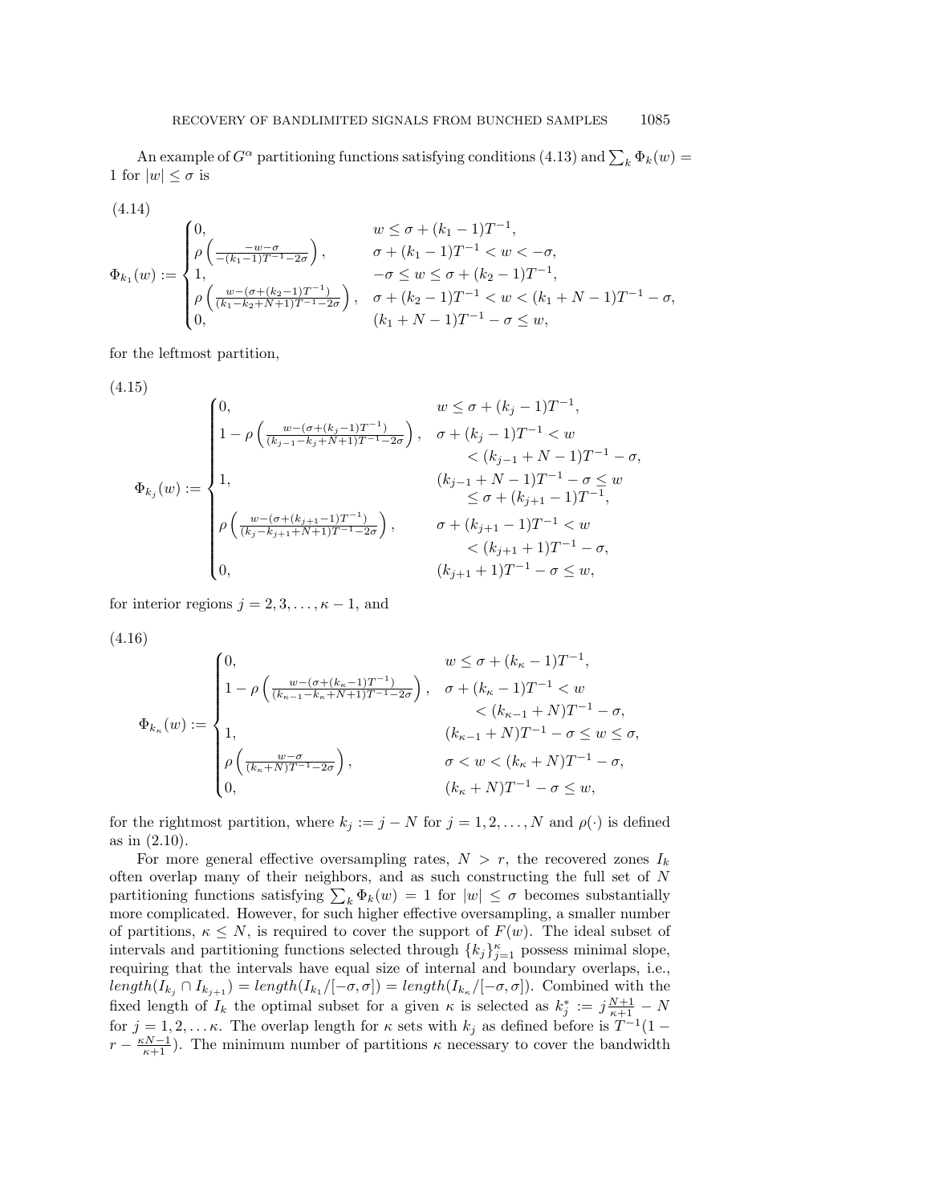An example of $G^\alpha$ partitioning functions satisfying conditions (4.13) and $\sum_k \Phi_k(w) = 1$ for $|w| \le \sigma$ is

(4.14)

$$\Phi_{k_1}(w) := \begin{cases} 0, & w \le \sigma + (k_1 - 1)T^{-1}, \\ \rho\left(\frac{-w-\sigma}{-(k_1-1)T^{-1}-2\sigma}\right), & \sigma + (k_1-1)T^{-1} < w < -\sigma, \\ 1, & -\sigma \le w \le \sigma + (k_2 - 1)T^{-1}, \\ \rho\left(\frac{w-(\sigma+(k_2-1)T^{-1})}{(k_1-k_2+N+1)T^{-1}-2\sigma}\right), & \sigma + (k_2-1)T^{-1} < w < (k_1+N-1)T^{-1} - \sigma, \\ 0, & (k_1+N-1)T^{-1} - \sigma \le w, \end{cases}$$

for the leftmost partition,

(4.15)

$$\Phi_{k_j}(w) := \begin{cases} 0, & w \le \sigma + (k_j - 1)T^{-1}, \\ 1 - \rho\left(\frac{w-(\sigma+(k_j-1)T^{-1})}{(k_{j-1}-k_j+N+1)T^{-1}-2\sigma}\right), & \sigma + (k_j-1)T^{-1} < w \\ & \quad < (k_{j-1}+N-1)T^{-1} - \sigma, \\ 1, & (k_{j-1}+N-1)T^{-1} - \sigma \le w \\ & \quad \le \sigma + (k_{j+1}-1)T^{-1}, \\ \rho\left(\frac{w-(\sigma+(k_{j+1}-1)T^{-1})}{(k_j-k_{j+1}+N+1)T^{-1}-2\sigma}\right), & \sigma + (k_{j+1}-1)T^{-1} < w \\ & \quad < (k_{j+1}+1)T^{-1} - \sigma, \\ 0, & (k_{j+1}+1)T^{-1} - \sigma \le w, \end{cases}$$

for interior regions $j = 2, 3, \ldots, \kappa - 1$, and

(4.16)

$$\Phi_{k_\kappa}(w) := \begin{cases} 0, & w \le \sigma + (k_\kappa - 1)T^{-1}, \\ 1 - \rho\left(\frac{w-(\sigma+(k_\kappa-1)T^{-1})}{(k_{\kappa-1}-k_\kappa+N+1)T^{-1}-2\sigma}\right), & \sigma + (k_\kappa-1)T^{-1} < w \\ & \quad < (k_{\kappa-1}+N)T^{-1} - \sigma, \\ 1, & (k_{\kappa-1}+N)T^{-1} - \sigma \le w \le \sigma, \\ \rho\left(\frac{w-\sigma}{(k_\kappa+N)T^{-1}-2\sigma}\right), & \sigma < w < (k_\kappa+N)T^{-1} - \sigma, \\ 0, & (k_\kappa+N)T^{-1} - \sigma \le w, \end{cases}$$

for the rightmost partition, where $k_j := j - N$ for $j = 1, 2, \ldots, N$ and $\rho(\cdot)$ is defined as in (2.10).

For more general effective oversampling rates, $N > r$, the recovered zones $I_k$ often overlap many of their neighbors, and as such constructing the full set of $N$ partitioning functions satisfying $\sum_k \Phi_k(w) = 1$ for $|w| \le \sigma$ becomes substantially more complicated. However, for such higher effective oversampling, a smaller number of partitions, $\kappa \le N$, is required to cover the support of $F(w)$. The ideal subset of intervals and partitioning functions selected through $\{k_j\}_{j=1}^{\kappa}$ possess minimal slope, requiring that the intervals have equal size of internal and boundary overlaps, i.e., $length(I_{k_j} \cap I_{k_{j+1}}) = length(I_{k_1}/[-\sigma, \sigma]) = length(I_{k_\kappa}/[-\sigma, \sigma])$. Combined with the fixed length of $I_k$ the optimal subset for a given $\kappa$ is selected as $k_j^* := j\frac{N+1}{\kappa+1} - N$ for $j = 1, 2, \ldots \kappa$. The overlap length for $\kappa$ sets with $k_j$ as defined before is $T^{-1}(1 - r - \frac{\kappa N - 1}{\kappa+1})$. The minimum number of partitions $\kappa$ necessary to cover the bandwidth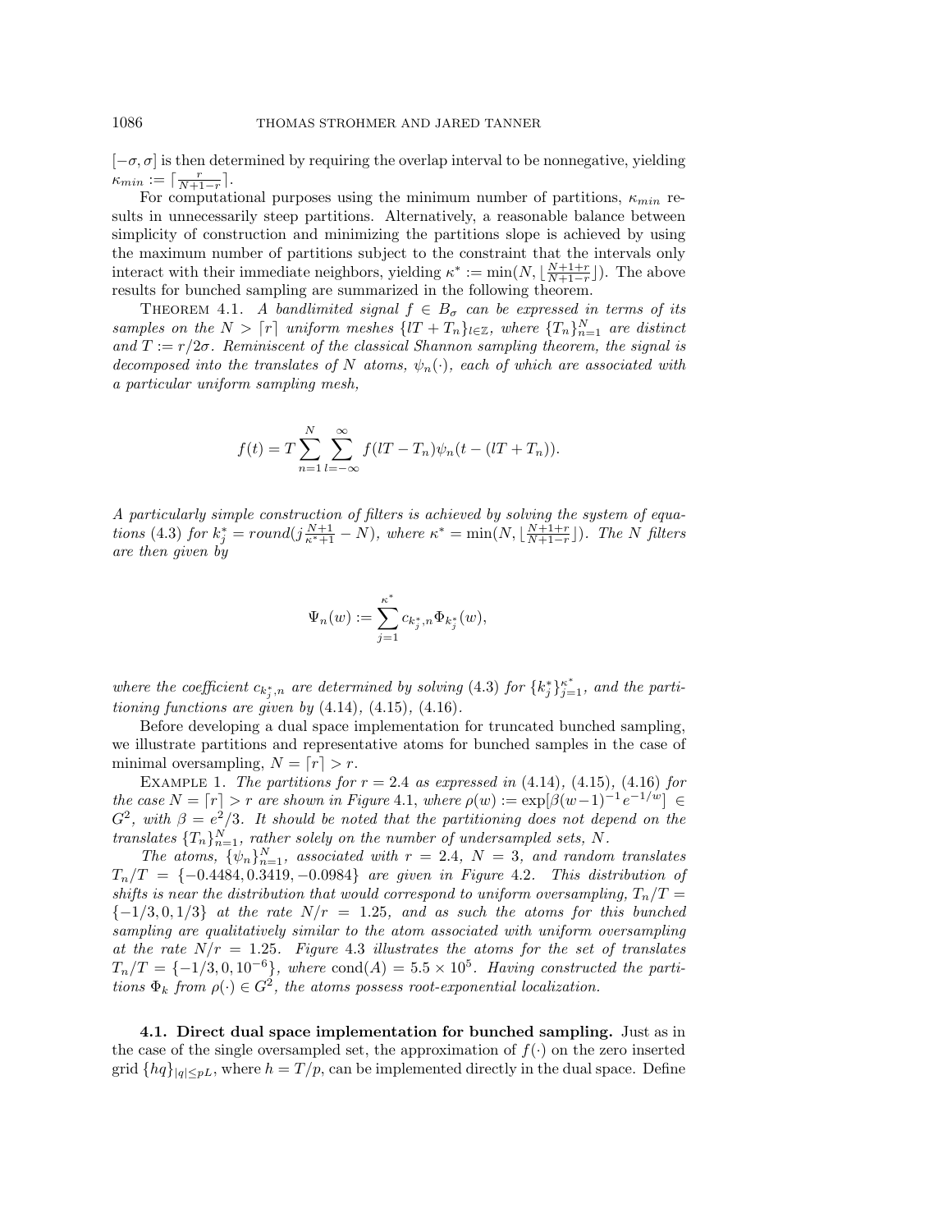$[-\sigma, \sigma]$ is then determined by requiring the overlap interval to be nonnegative, yielding $\kappa_{min} := \lceil \frac{r}{N+1-r} \rceil$.

For computational purposes using the minimum number of partitions, $\kappa_{min}$ results in unnecessarily steep partitions. Alternatively, a reasonable balance between simplicity of construction and minimizing the partitions slope is achieved by using the maximum number of partitions subject to the constraint that the intervals only interact with their immediate neighbors, yielding $\kappa^* := \min(N, \lfloor \frac{N+1+r}{N+1-r} \rfloor)$. The above results for bunched sampling are summarized in the following theorem.

THEOREM 4.1. *A bandlimited signal $f \in B_\sigma$ can be expressed in terms of its samples on the $N > \lceil r \rceil$ uniform meshes $\{lT + T_n\}_{l \in \mathbb{Z}}$, where $\{T_n\}_{n=1}^N$ are distinct and $T := r/2\sigma$. Reminiscent of the classical Shannon sampling theorem, the signal is decomposed into the translates of $N$ atoms, $\psi_n(\cdot)$, each of which are associated with a particular uniform sampling mesh,*

$$f(t) = T \sum_{n=1}^{N} \sum_{l=-\infty}^{\infty} f(lT - T_n) \psi_n(t - (lT + T_n)).$$

*A particularly simple construction of filters is achieved by solving the system of equations (4.3) for $k_j^* = round(j \frac{N+1}{\kappa^*+1} - N)$, where $\kappa^* = \min(N, \lfloor \frac{N+1+r}{N+1-r} \rfloor)$. The $N$ filters are then given by*

$$\Psi_n(w) := \sum_{j=1}^{\kappa^*} c_{k_j^*,n} \Phi_{k_j^*}(w),$$

*where the coefficient $c_{k_j^*,n}$ are determined by solving (4.3) for $\{k_j^*\}_{j=1}^{\kappa^*}$, and the partitioning functions are given by (4.14), (4.15), (4.16).*

Before developing a dual space implementation for truncated bunched sampling, we illustrate partitions and representative atoms for bunched samples in the case of minimal oversampling, $N = \lceil r \rceil > r$.

EXAMPLE 1. *The partitions for $r = 2.4$ as expressed in (4.14), (4.15), (4.16) for the case $N = \lceil r \rceil > r$ are shown in Figure 4.1, where $\rho(w) := \exp[\beta(w-1)^{-1} e^{-1/w}] \in G^2$, with $\beta = e^2/3$. It should be noted that the partitioning does not depend on the translates $\{T_n\}_{n=1}^N$, rather solely on the number of undersampled sets, $N$.*

*The atoms, $\{\psi_n\}_{n=1}^N$, associated with $r = 2.4$, $N = 3$, and random translates $T_n/T = \{-0.4484, 0.3419, -0.0984\}$ are given in Figure 4.2. This distribution of shifts is near the distribution that would correspond to uniform oversampling, $T_n/T = \{-1/3, 0, 1/3\}$ at the rate $N/r = 1.25$, and as such the atoms for this bunched sampling are qualitatively similar to the atom associated with uniform oversampling at the rate $N/r = 1.25$. Figure 4.3 illustrates the atoms for the set of translates $T_n/T = \{-1/3, 0, 10^{-6}\}$, where $\text{cond}(A) = 5.5 \times 10^5$. Having constructed the partitions $\Phi_k$ from $\rho(\cdot) \in G^2$, the atoms possess root-exponential localization.*

### 4.1. Direct dual space implementation for bunched sampling.

Just as in the case of the single oversampled set, the approximation of $f(\cdot)$ on the zero inserted grid $\{hq\}_{|q| \leq pL}$, where $h = T/p$, can be implemented directly in the dual space. Define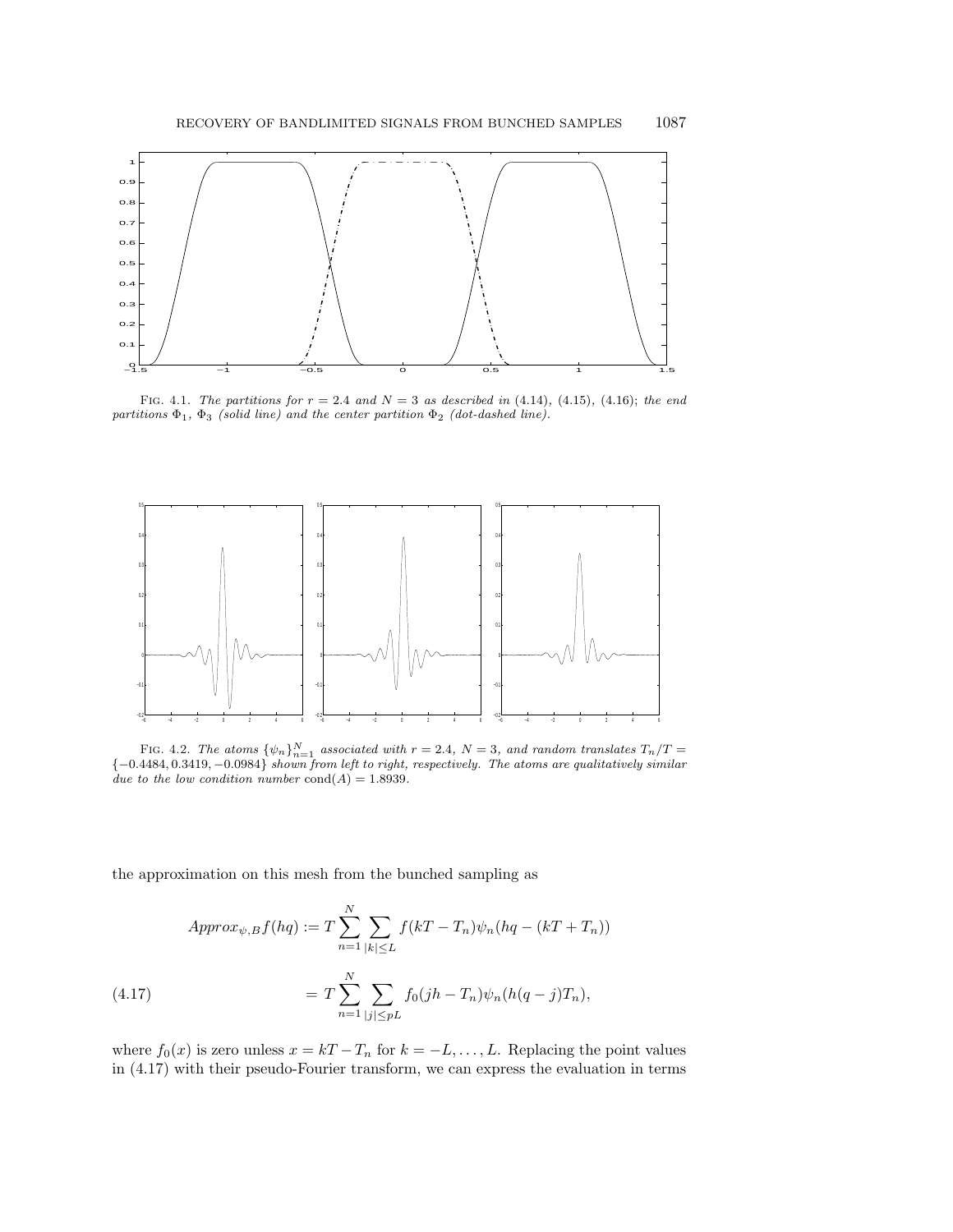FIG. 4.1. *The partitions for $r = 2.4$ and $N = 3$ as described in (4.14), (4.15), (4.16); the end partitions $\Phi_1$, $\Phi_3$ (solid line) and the center partition $\Phi_2$ (dot-dashed line).*

FIG. 4.2. *The atoms $\{\psi_n\}_{n=1}^N$ associated with $r = 2.4$, $N = 3$, and random translates $T_n/T = \{-0.4484, 0.3419, -0.0984\}$ shown from left to right, respectively. The atoms are qualitatively similar due to the low condition number* $\text{cond}(A) = 1.8939$.

the approximation on this mesh from the bunched sampling as

$$
\begin{aligned}
Approx_{\psi,B} f(hq) &:= T \sum_{n=1}^{N} \sum_{|k| \leq L} f(kT - T_n)\psi_n(hq - (kT + T_n)) \\
&= T \sum_{n=1}^{N} \sum_{|j| \leq pL} f_0(jh - T_n)\psi_n(h(q-j)T_n),
\end{aligned}
\tag{4.17}
$$

where $f_0(x)$ is zero unless $x = kT - T_n$ for $k = -L, \dots, L$. Replacing the point values in (4.17) with their pseudo-Fourier transform, we can express the evaluation in terms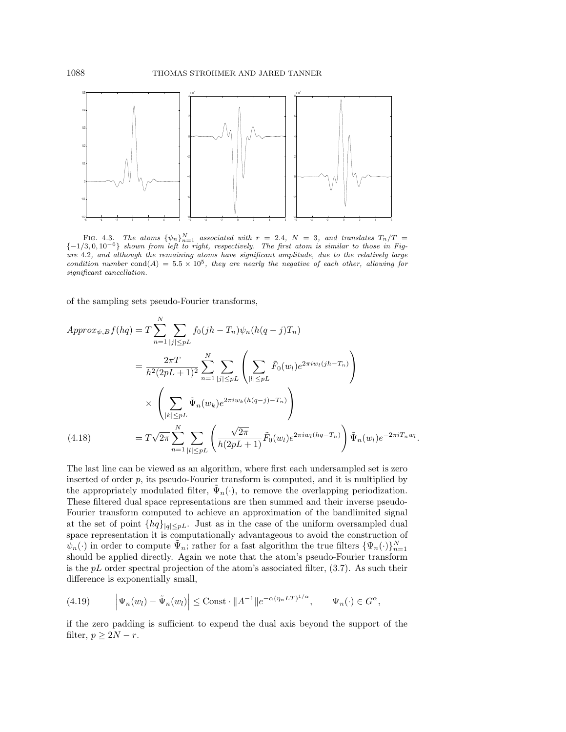FIG. 4.3. *The atoms $\{\psi_n\}_{n=1}^N$ associated with $r = 2.4$, $N = 3$, and translates $T_n/T = \{-1/3, 0, 10^{-6}\}$ shown from left to right, respectively. The first atom is similar to those in Figure 4.2, and although the remaining atoms have significant amplitude, due to the relatively large condition number $\text{cond}(A) = 5.5 \times 10^5$, they are nearly the negative of each other, allowing for significant cancellation.*

of the sampling sets pseudo-Fourier transforms,

$$
\begin{aligned}
Approx_{\psi,B} f(hq) &= T \sum_{n=1}^{N} \sum_{|j|\le pL} f_0(jh - T_n)\psi_n(h(q-j)T_n) \\
&= \frac{2\pi T}{h^2(2pL+1)^2} \sum_{n=1}^{N} \sum_{|j|\le pL} \left( \sum_{|l|\le pL} \tilde{F}_0(w_l) e^{2\pi i w_l (jh - T_n)} \right) \\
&\quad \times \left( \sum_{|k|\le pL} \tilde{\Psi}_n(w_k) e^{2\pi i w_k (h(q-j) - T_n)} \right) \\
&= T\sqrt{2\pi} \sum_{n=1}^{N} \sum_{|l|\le pL} \left( \frac{\sqrt{2\pi}}{h(2pL+1)} \tilde{F}_0(w_l) e^{2\pi i w_l (hq - T_n)} \right) \tilde{\Psi}_n(w_l) e^{-2\pi i T_n w_l}. \qquad (4.18)
\end{aligned}
$$

The last line can be viewed as an algorithm, where first each undersampled set is zero inserted of order $p$, its pseudo-Fourier transform is computed, and it is multiplied by the appropriately modulated filter, $\tilde{\Psi}_n(\cdot)$, to remove the overlapping periodization. These filtered dual space representations are then summed and their inverse pseudo-Fourier transform computed to achieve an approximation of the bandlimited signal at the set of point $\{hq\}_{|q|\le pL}$. Just as in the case of the uniform oversampled dual space representation it is computationally advantageous to avoid the construction of $\psi_n(\cdot)$ in order to compute $\tilde{\Psi}_n$; rather for a fast algorithm the true filters $\{\Psi_n(\cdot)\}_{n=1}^N$ should be applied directly. Again we note that the atom's pseudo-Fourier transform is the $pL$ order spectral projection of the atom's associated filter, (3.7). As such their difference is exponentially small,

$$
\left| \Psi_n(w_l) - \tilde{\Psi}_n(w_l) \right| \le \text{Const} \cdot \|A^{-1}\| e^{-\alpha(\eta_n L T)^{1/\alpha}}, \qquad \Psi_n(\cdot) \in G^\alpha, \qquad (4.19)
$$

if the zero padding is sufficient to expend the dual axis beyond the support of the filter, $p \ge 2N - r$.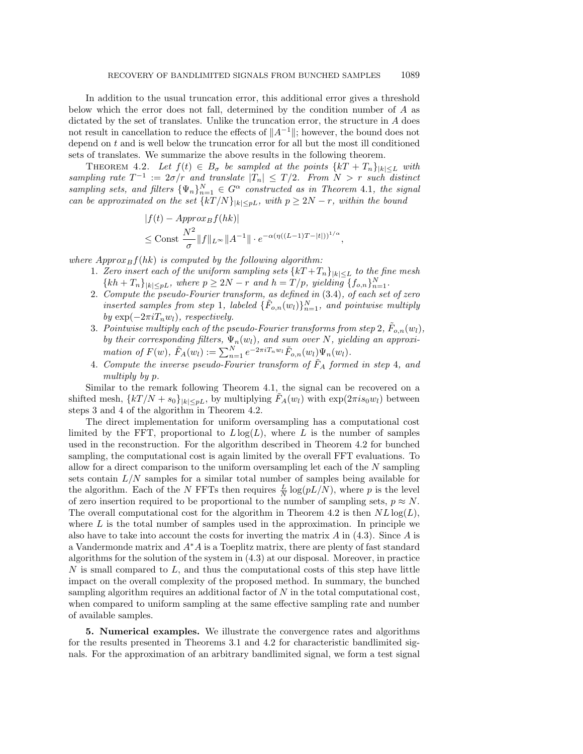In addition to the usual truncation error, this additional error gives a threshold below which the error does not fall, determined by the condition number of $A$ as dictated by the set of translates. Unlike the truncation error, the structure in $A$ does not result in cancellation to reduce the effects of $\|A^{-1}\|$; however, the bound does not depend on $t$ and is well below the truncation error for all but the most ill conditioned sets of translates. We summarize the above results in the following theorem.

THEOREM 4.2. *Let $f(t) \in B_\sigma$ be sampled at the points $\{kT + T_n\}_{|k|\leq L}$ with sampling rate $T^{-1} := 2\sigma/r$ and translate $|T_n| \leq T/2$. From $N > r$ such distinct sampling sets, and filters $\{\Psi_n\}_{n=1}^N \in G^\alpha$ constructed as in Theorem 4.1, the signal can be approximated on the set $\{kT/N\}_{|k|\leq pL}$, with $p \geq 2N - r$, within the bound*

$$
\begin{aligned}
&|f(t) - Approx_B f(hk)| \\
&\leq \text{Const}\ \frac{N^2}{\sigma} \|f\|_{L^\infty} \|A^{-1}\| \cdot e^{-\alpha(\eta((L-1)T-|t|))^{1/\alpha}},
\end{aligned}
$$

*where $Approx_B f(hk)$ is computed by the following algorithm:*

1. *Zero insert each of the uniform sampling sets $\{kT+T_n\}_{|k|\leq L}$ to the fine mesh $\{kh + T_n\}_{|k|\leq pL}$, where $p \geq 2N - r$ and $h = T/p$, yielding $\{f_{o,n}\}_{n=1}^N$.*
2. *Compute the pseudo-Fourier transform, as defined in* (3.4)*, of each set of zero inserted samples from step* 1*, labeled $\{\tilde{F}_{o,n}(w_l)\}_{n=1}^N$, and pointwise multiply by $\exp(-2\pi i T_n w_l)$, respectively.*
3. *Pointwise multiply each of the pseudo-Fourier transforms from step* 2*, $\tilde{F}_{o,n}(w_l)$, by their corresponding filters, $\Psi_n(w_l)$, and sum over $N$, yielding an approximation of $F(w)$, $\tilde{F}_A(w_l) := \sum_{n=1}^N e^{-2\pi i T_n w_l} \tilde{F}_{o,n}(w_l)\Psi_n(w_l)$.*
4. *Compute the inverse pseudo-Fourier transform of $\tilde{F}_A$ formed in step* 4*, and multiply by $p$.*

Similar to the remark following Theorem 4.1, the signal can be recovered on a shifted mesh, $\{kT/N + s_0\}_{|k|\leq pL}$, by multiplying $\tilde{F}_A(w_l)$ with $\exp(2\pi i s_0 w_l)$ between steps 3 and 4 of the algorithm in Theorem 4.2.

The direct implementation for uniform oversampling has a computational cost limited by the FFT, proportional to $L\log(L)$, where $L$ is the number of samples used in the reconstruction. For the algorithm described in Theorem 4.2 for bunched sampling, the computational cost is again limited by the overall FFT evaluations. To allow for a direct comparison to the uniform oversampling let each of the $N$ sampling sets contain $L/N$ samples for a similar total number of samples being available for the algorithm. Each of the $N$ FFTs then requires $\frac{L}{N}\log(pL/N)$, where $p$ is the level of zero insertion required to be proportional to the number of sampling sets, $p \approx N$. The overall computational cost for the algorithm in Theorem 4.2 is then $NL\log(L)$, where $L$ is the total number of samples used in the approximation. In principle we also have to take into account the costs for inverting the matrix $A$ in (4.3). Since $A$ is a Vandermonde matrix and $A^*A$ is a Toeplitz matrix, there are plenty of fast standard algorithms for the solution of the system in (4.3) at our disposal. Moreover, in practice $N$ is small compared to $L$, and thus the computational costs of this step have little impact on the overall complexity of the proposed method. In summary, the bunched sampling algorithm requires an additional factor of $N$ in the total computational cost, when compared to uniform sampling at the same effective sampling rate and number of available samples.

## 5. Numerical examples.

We illustrate the convergence rates and algorithms for the results presented in Theorems 3.1 and 4.2 for characteristic bandlimited signals. For the approximation of an arbitrary bandlimited signal, we form a test signal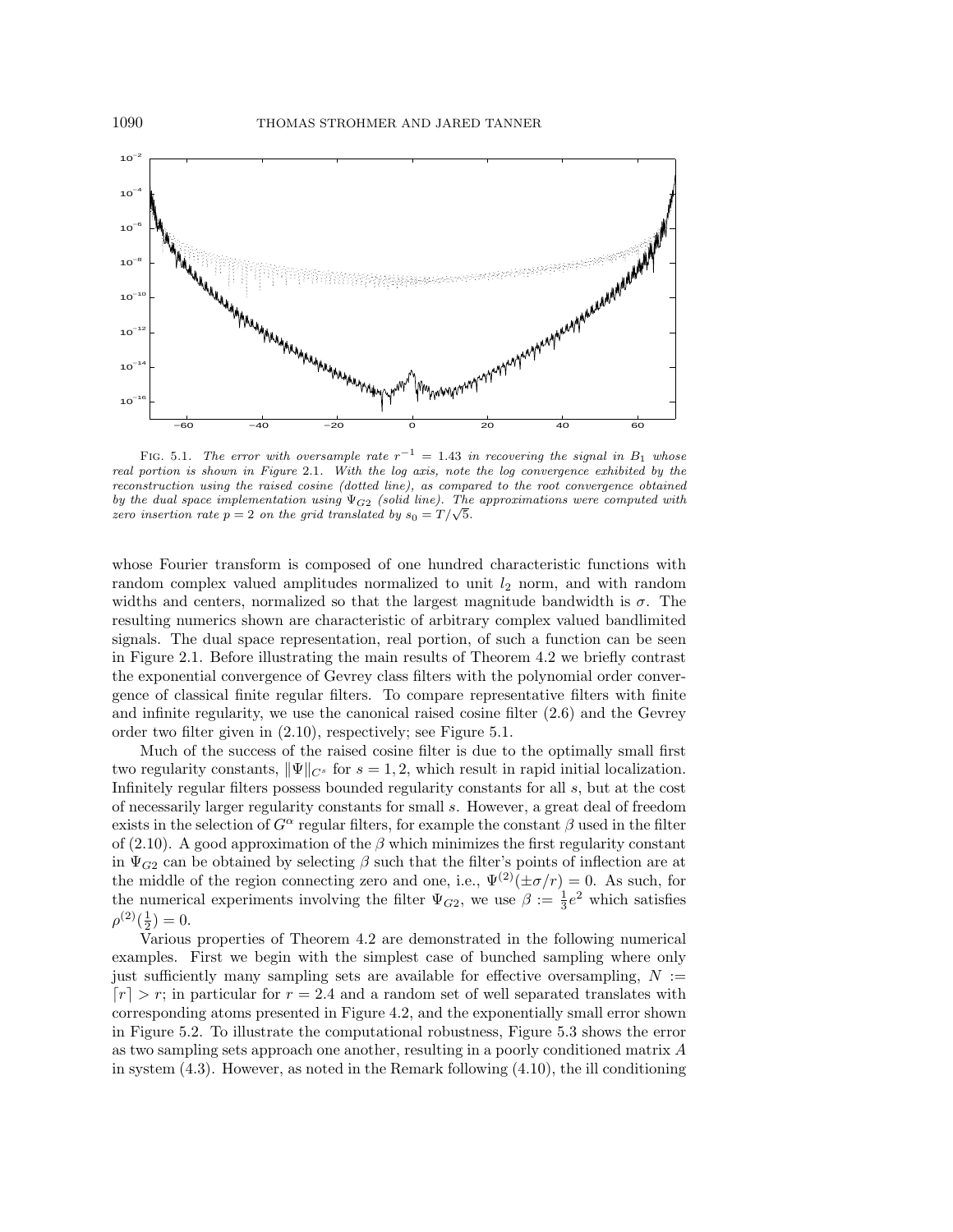FIG. 5.1. *The error with oversample rate $r^{-1} = 1.43$ in recovering the signal in $B_1$ whose real portion is shown in Figure* 2.1. *With the log axis, note the log convergence exhibited by the reconstruction using the raised cosine (dotted line), as compared to the root convergence obtained by the dual space implementation using $\Psi_{G2}$ (solid line). The approximations were computed with zero insertion rate $p = 2$ on the grid translated by $s_0 = T/\sqrt{5}$.*

whose Fourier transform is composed of one hundred characteristic functions with random complex valued amplitudes normalized to unit $l_2$ norm, and with random widths and centers, normalized so that the largest magnitude bandwidth is $\sigma$. The resulting numerics shown are characteristic of arbitrary complex valued bandlimited signals. The dual space representation, real portion, of such a function can be seen in Figure 2.1. Before illustrating the main results of Theorem 4.2 we briefly contrast the exponential convergence of Gevrey class filters with the polynomial order convergence of classical finite regular filters. To compare representative filters with finite and infinite regularity, we use the canonical raised cosine filter (2.6) and the Gevrey order two filter given in (2.10), respectively; see Figure 5.1.

Much of the success of the raised cosine filter is due to the optimally small first two regularity constants, $\|\Psi\|_{C^s}$ for $s = 1, 2$, which result in rapid initial localization. Infinitely regular filters possess bounded regularity constants for all $s$, but at the cost of necessarily larger regularity constants for small $s$. However, a great deal of freedom exists in the selection of $G^\alpha$ regular filters, for example the constant $\beta$ used in the filter of (2.10). A good approximation of the $\beta$ which minimizes the first regularity constant in $\Psi_{G2}$ can be obtained by selecting $\beta$ such that the filter's points of inflection are at the middle of the region connecting zero and one, i.e., $\Psi^{(2)}(\pm\sigma/r) = 0$. As such, for the numerical experiments involving the filter $\Psi_{G2}$, we use $\beta := \frac{1}{3}e^2$ which satisfies $\rho^{(2)}(\frac{1}{2}) = 0$.

Various properties of Theorem 4.2 are demonstrated in the following numerical examples. First we begin with the simplest case of bunched sampling where only just sufficiently many sampling sets are available for effective oversampling, $N := \lceil r \rceil > r$; in particular for $r = 2.4$ and a random set of well separated translates with corresponding atoms presented in Figure 4.2, and the exponentially small error shown in Figure 5.2. To illustrate the computational robustness, Figure 5.3 shows the error as two sampling sets approach one another, resulting in a poorly conditioned matrix $A$ in system (4.3). However, as noted in the Remark following (4.10), the ill conditioning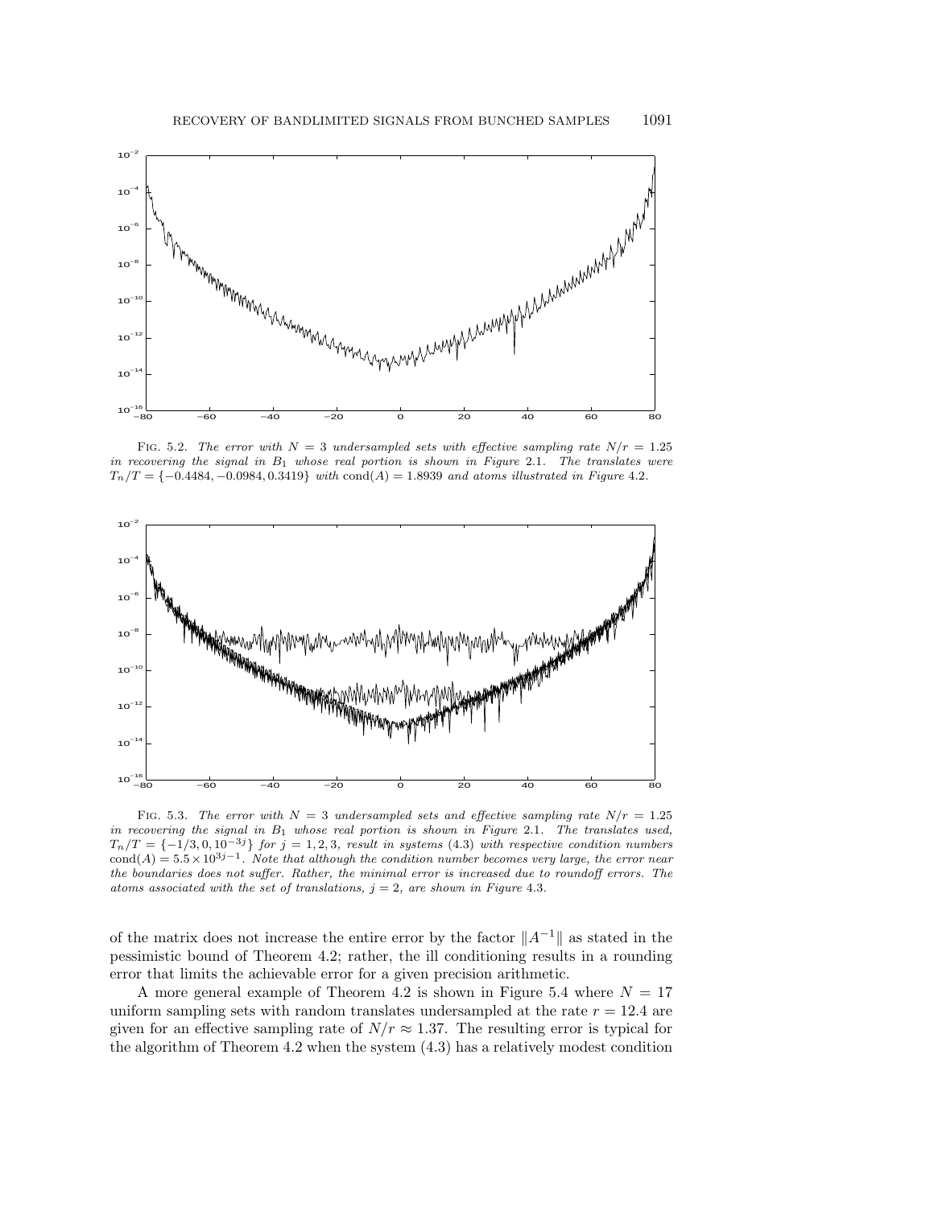FIG. 5.2. *The error with $N = 3$ undersampled sets with effective sampling rate $N/r = 1.25$ in recovering the signal in $B_1$ whose real portion is shown in Figure* 2.1. *The translates were $T_n/T = \{-0.4484, -0.0984, 0.3419\}$ with $\text{cond}(A) = 1.8939$ and atoms illustrated in Figure* 4.2.

FIG. 5.3. *The error with $N = 3$ undersampled sets and effective sampling rate $N/r = 1.25$ in recovering the signal in $B_1$ whose real portion is shown in Figure* 2.1. *The translates used, $T_n/T = \{-1/3, 0, 10^{-3j}\}$ for $j = 1, 2, 3$, result in systems* (4.3) *with respective condition numbers $\text{cond}(A) = 5.5 \times 10^{3j-1}$. Note that although the condition number becomes very large, the error near the boundaries does not suffer. Rather, the minimal error is increased due to roundoff errors. The atoms associated with the set of translations, $j = 2$, are shown in Figure* 4.3.

of the matrix does not increase the entire error by the factor $\|A^{-1}\|$ as stated in the pessimistic bound of Theorem 4.2; rather, the ill conditioning results in a rounding error that limits the achievable error for a given precision arithmetic.

A more general example of Theorem 4.2 is shown in Figure 5.4 where $N = 17$ uniform sampling sets with random translates undersampled at the rate $r = 12.4$ are given for an effective sampling rate of $N/r \approx 1.37$. The resulting error is typical for the algorithm of Theorem 4.2 when the system (4.3) has a relatively modest condition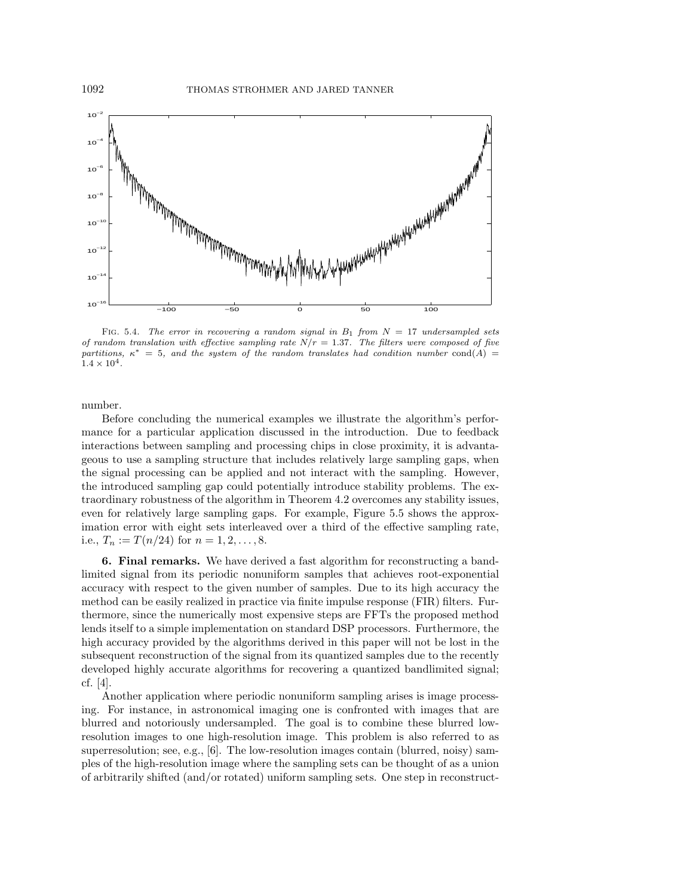FIG. 5.4. *The error in recovering a random signal in $B_1$ from $N = 17$ undersampled sets of random translation with effective sampling rate $N/r = 1.37$. The filters were composed of five partitions, $\kappa^* = 5$, and the system of the random translates had condition number* $\text{cond}(A) = 1.4 \times 10^4$.

number.

Before concluding the numerical examples we illustrate the algorithm's performance for a particular application discussed in the introduction. Due to feedback interactions between sampling and processing chips in close proximity, it is advantageous to use a sampling structure that includes relatively large sampling gaps, when the signal processing can be applied and not interact with the sampling. However, the introduced sampling gap could potentially introduce stability problems. The extraordinary robustness of the algorithm in Theorem 4.2 overcomes any stability issues, even for relatively large sampling gaps. For example, Figure 5.5 shows the approximation error with eight sets interleaved over a third of the effective sampling rate, i.e., $T_n := T(n/24)$ for $n = 1, 2, \ldots, 8$.

**6. Final remarks.** We have derived a fast algorithm for reconstructing a bandlimited signal from its periodic nonuniform samples that achieves root-exponential accuracy with respect to the given number of samples. Due to its high accuracy the method can be easily realized in practice via finite impulse response (FIR) filters. Furthermore, since the numerically most expensive steps are FFTs the proposed method lends itself to a simple implementation on standard DSP processors. Furthermore, the high accuracy provided by the algorithms derived in this paper will not be lost in the subsequent reconstruction of the signal from its quantized samples due to the recently developed highly accurate algorithms for recovering a quantized bandlimited signal; cf. [4].

Another application where periodic nonuniform sampling arises is image processing. For instance, in astronomical imaging one is confronted with images that are blurred and notoriously undersampled. The goal is to combine these blurred low-resolution images to one high-resolution image. This problem is also referred to as superresolution; see, e.g., [6]. The low-resolution images contain (blurred, noisy) samples of the high-resolution image where the sampling sets can be thought of as a union of arbitrarily shifted (and/or rotated) uniform sampling sets. One step in reconstruct-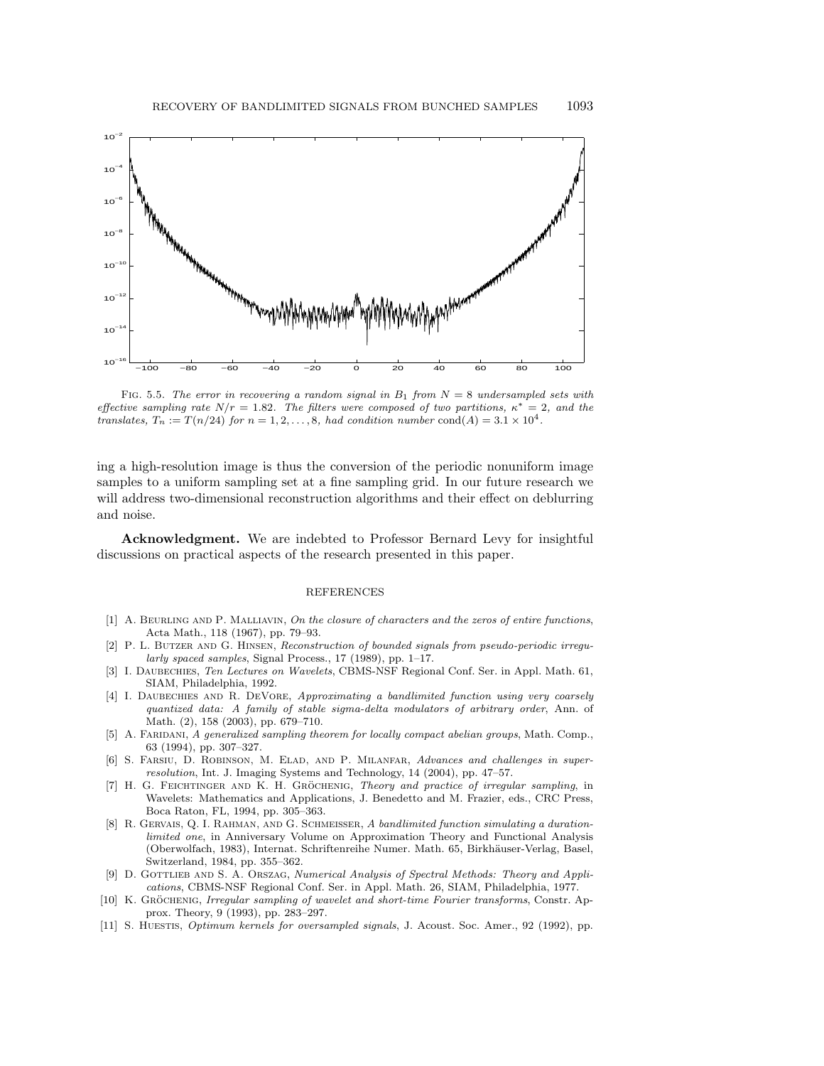FIG. 5.5. *The error in recovering a random signal in $B_1$ from $N = 8$ undersampled sets with effective sampling rate $N/r = 1.82$. The filters were composed of two partitions, $\kappa^* = 2$, and the translates, $T_n := T(n/24)$ for $n = 1, 2, \ldots, 8$, had condition number $\mathrm{cond}(A) = 3.1 \times 10^4$.*

ing a high-resolution image is thus the conversion of the periodic nonuniform image samples to a uniform sampling set at a fine sampling grid. In our future research we will address two-dimensional reconstruction algorithms and their effect on deblurring and noise.

**Acknowledgment.** We are indebted to Professor Bernard Levy for insightful discussions on practical aspects of the research presented in this paper.

## REFERENCES

[1] A. Beurling and P. Malliavin, *On the closure of characters and the zeros of entire functions*, Acta Math., 118 (1967), pp. 79–93.

[2] P. L. Butzer and G. Hinsen, *Reconstruction of bounded signals from pseudo-periodic irregularly spaced samples*, Signal Process., 17 (1989), pp. 1–17.

[3] I. Daubechies, *Ten Lectures on Wavelets*, CBMS-NSF Regional Conf. Ser. in Appl. Math. 61, SIAM, Philadelphia, 1992.

[4] I. Daubechies and R. DeVore, *Approximating a bandlimited function using very coarsely quantized data: A family of stable sigma-delta modulators of arbitrary order*, Ann. of Math. (2), 158 (2003), pp. 679–710.

[5] A. Faridani, *A generalized sampling theorem for locally compact abelian groups*, Math. Comp., 63 (1994), pp. 307–327.

[6] S. Farsiu, D. Robinson, M. Elad, and P. Milanfar, *Advances and challenges in superresolution*, Int. J. Imaging Systems and Technology, 14 (2004), pp. 47–57.

[7] H. G. Feichtinger and K. H. Gröchenig, *Theory and practice of irregular sampling*, in Wavelets: Mathematics and Applications, J. Benedetto and M. Frazier, eds., CRC Press, Boca Raton, FL, 1994, pp. 305–363.

[8] R. Gervais, Q. I. Rahman, and G. Schmeisser, *A bandlimited function simulating a duration-limited one*, in Anniversary Volume on Approximation Theory and Functional Analysis (Oberwolfach, 1983), Internat. Schriftenreihe Numer. Math. 65, Birkhäuser-Verlag, Basel, Switzerland, 1984, pp. 355–362.

[9] D. Gottlieb and S. A. Orszag, *Numerical Analysis of Spectral Methods: Theory and Applications*, CBMS-NSF Regional Conf. Ser. in Appl. Math. 26, SIAM, Philadelphia, 1977.

[10] K. Gröchenig, *Irregular sampling of wavelet and short-time Fourier transforms*, Constr. Approx. Theory, 9 (1993), pp. 283–297.

[11] S. Huestis, *Optimum kernels for oversampled signals*, J. Acoust. Soc. Amer., 92 (1992), pp.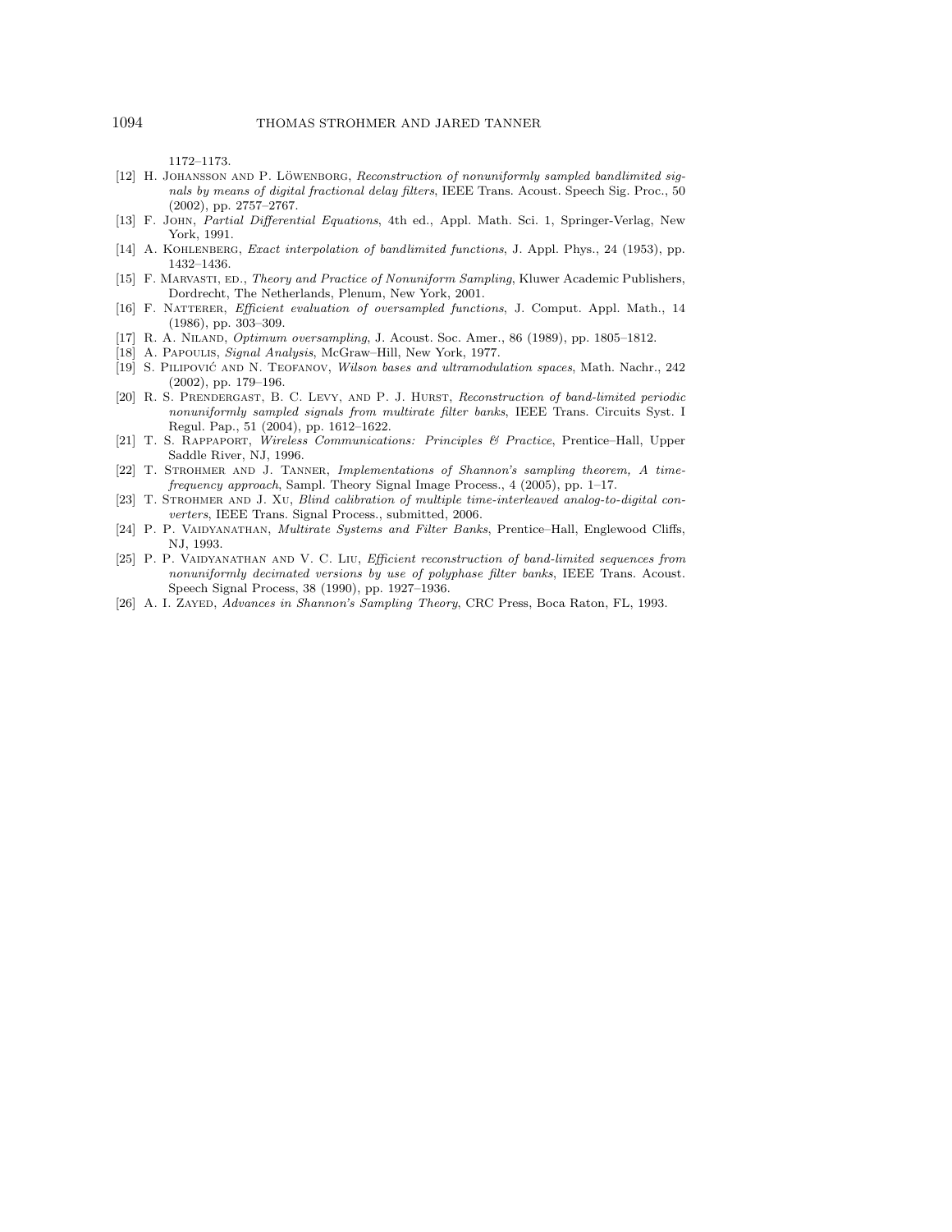1172–1173.

[12] H. Johansson and P. Löwenborg, *Reconstruction of nonuniformly sampled bandlimited signals by means of digital fractional delay filters*, IEEE Trans. Acoust. Speech Sig. Proc., 50 (2002), pp. 2757–2767.

[13] F. John, *Partial Differential Equations*, 4th ed., Appl. Math. Sci. 1, Springer-Verlag, New York, 1991.

[14] A. Kohlenberg, *Exact interpolation of bandlimited functions*, J. Appl. Phys., 24 (1953), pp. 1432–1436.

[15] F. Marvasti, ed., *Theory and Practice of Nonuniform Sampling*, Kluwer Academic Publishers, Dordrecht, The Netherlands, Plenum, New York, 2001.

[16] F. Natterer, *Efficient evaluation of oversampled functions*, J. Comput. Appl. Math., 14 (1986), pp. 303–309.

[17] R. A. Niland, *Optimum oversampling*, J. Acoust. Soc. Amer., 86 (1989), pp. 1805–1812.

[18] A. Papoulis, *Signal Analysis*, McGraw–Hill, New York, 1977.

[19] S. Pilipović and N. Teofanov, *Wilson bases and ultramodulation spaces*, Math. Nachr., 242 (2002), pp. 179–196.

[20] R. S. Prendergast, B. C. Levy, and P. J. Hurst, *Reconstruction of band-limited periodic nonuniformly sampled signals from multirate filter banks*, IEEE Trans. Circuits Syst. I Regul. Pap., 51 (2004), pp. 1612–1622.

[21] T. S. Rappaport, *Wireless Communications: Principles & Practice*, Prentice–Hall, Upper Saddle River, NJ, 1996.

[22] T. Strohmer and J. Tanner, *Implementations of Shannon's sampling theorem, A time-frequency approach*, Sampl. Theory Signal Image Process., 4 (2005), pp. 1–17.

[23] T. Strohmer and J. Xu, *Blind calibration of multiple time-interleaved analog-to-digital converters*, IEEE Trans. Signal Process., submitted, 2006.

[24] P. P. Vaidyanathan, *Multirate Systems and Filter Banks*, Prentice–Hall, Englewood Cliffs, NJ, 1993.

[25] P. P. Vaidyanathan and V. C. Liu, *Efficient reconstruction of band-limited sequences from nonuniformly decimated versions by use of polyphase filter banks*, IEEE Trans. Acoust. Speech Signal Process, 38 (1990), pp. 1927–1936.

[26] A. I. Zayed, *Advances in Shannon's Sampling Theory*, CRC Press, Boca Raton, FL, 1993.